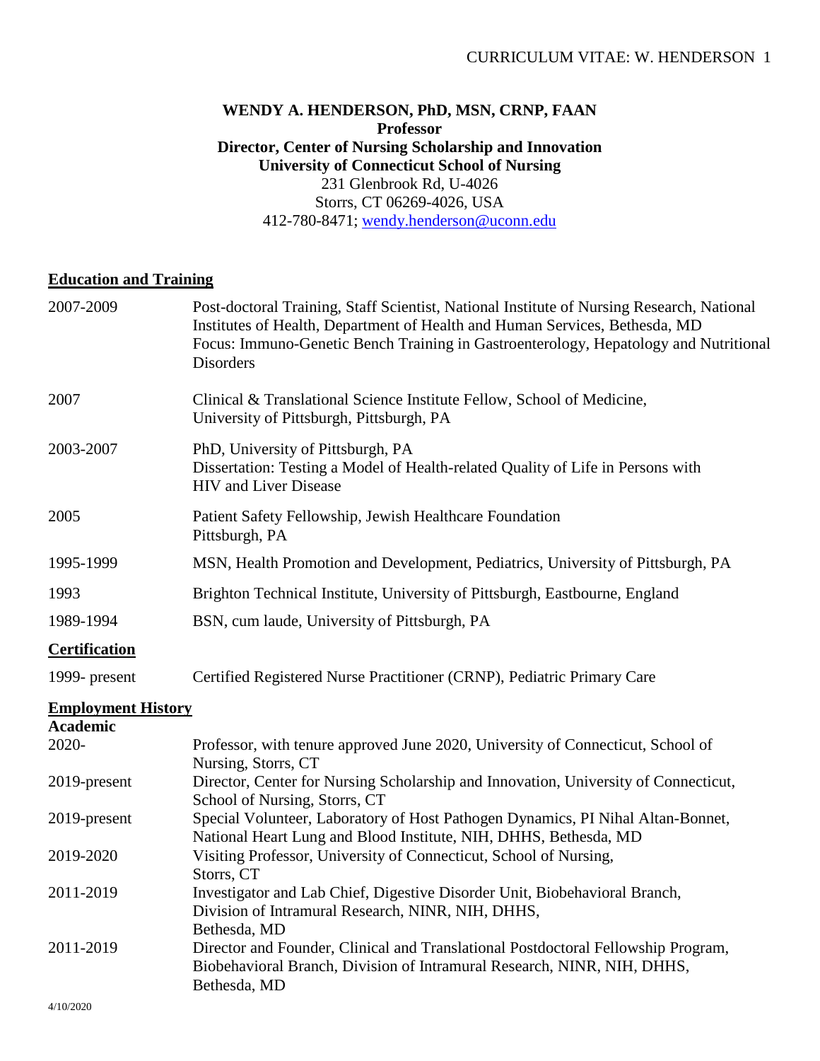**WENDY A. HENDERSON, PhD, MSN, CRNP, FAAN**
**Professor**
**Director, Center of Nursing Scholarship and Innovation**
**University of Connecticut School of Nursing**
231 Glenbrook Rd, U-4026
Storrs, CT 06269-4026, USA
412-780-8471; [wendy.henderson@uconn.edu](mailto:wendy.henderson@uconn.edu)

## Education and Training

| | |
|---|---|
| 2007-2009 | Post-doctoral Training, Staff Scientist, National Institute of Nursing Research, National Institutes of Health, Department of Health and Human Services, Bethesda, MD<br>Focus: Immuno-Genetic Bench Training in Gastroenterology, Hepatology and Nutritional Disorders |
| 2007 | Clinical & Translational Science Institute Fellow, School of Medicine, University of Pittsburgh, Pittsburgh, PA |
| 2003-2007 | PhD, University of Pittsburgh, PA<br>Dissertation: Testing a Model of Health-related Quality of Life in Persons with HIV and Liver Disease |
| 2005 | Patient Safety Fellowship, Jewish Healthcare Foundation<br>Pittsburgh, PA |
| 1995-1999 | MSN, Health Promotion and Development, Pediatrics, University of Pittsburgh, PA |
| 1993 | Brighton Technical Institute, University of Pittsburgh, Eastbourne, England |
| 1989-1994 | BSN, cum laude, University of Pittsburgh, PA |

## Certification

| | |
|---|---|
| 1999- present | Certified Registered Nurse Practitioner (CRNP), Pediatric Primary Care |

## Employment History

### Academic

| | |
|---|---|
| 2020- | Professor, with tenure approved June 2020, University of Connecticut, School of Nursing, Storrs, CT |
| 2019-present | Director, Center for Nursing Scholarship and Innovation, University of Connecticut, School of Nursing, Storrs, CT |
| 2019-present | Special Volunteer, Laboratory of Host Pathogen Dynamics, PI Nihal Altan-Bonnet, National Heart Lung and Blood Institute, NIH, DHHS, Bethesda, MD |
| 2019-2020 | Visiting Professor, University of Connecticut, School of Nursing, Storrs, CT |
| 2011-2019 | Investigator and Lab Chief, Digestive Disorder Unit, Biobehavioral Branch, Division of Intramural Research, NINR, NIH, DHHS, Bethesda, MD |
| 2011-2019 | Director and Founder, Clinical and Translational Postdoctoral Fellowship Program, Biobehavioral Branch, Division of Intramural Research, NINR, NIH, DHHS, Bethesda, MD |

4/10/2020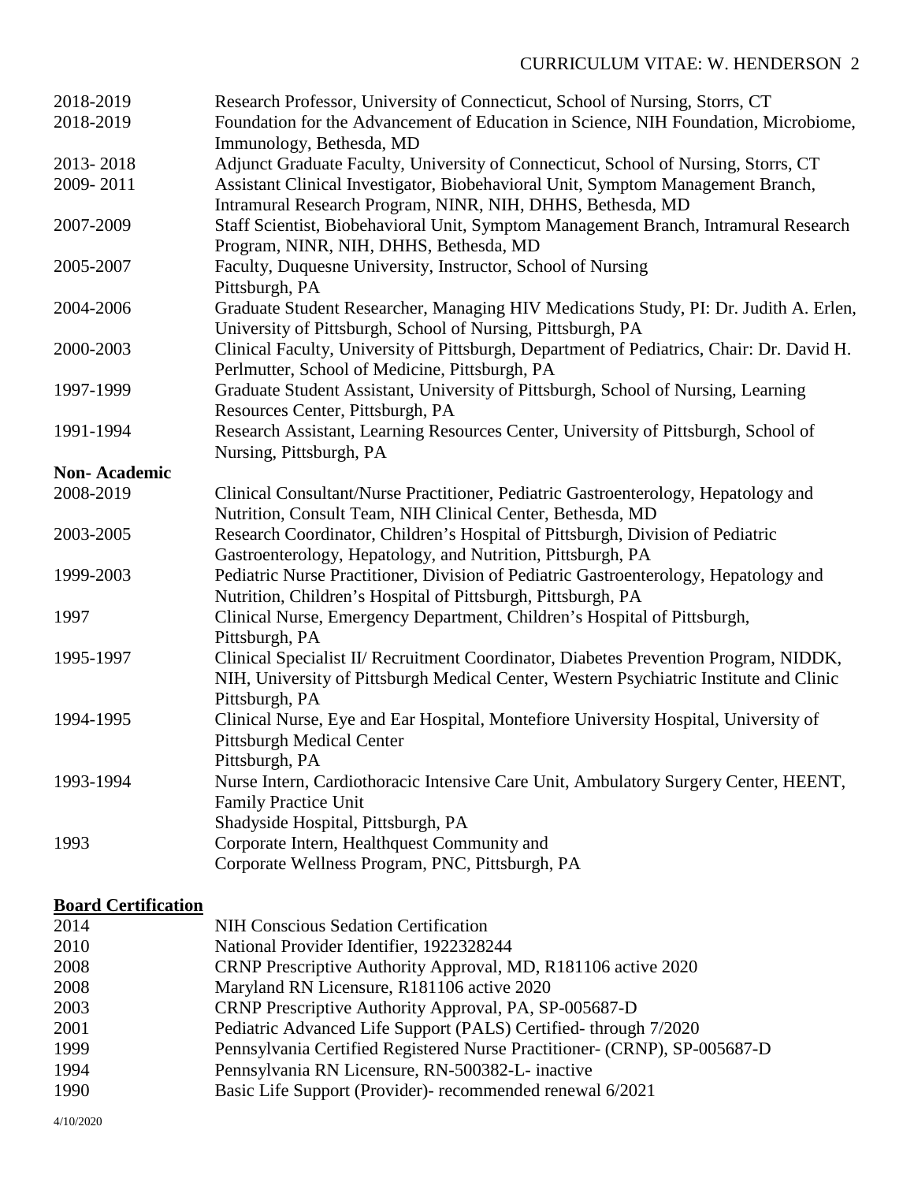| | |
|---|---|
| 2018-2019 | Research Professor, University of Connecticut, School of Nursing, Storrs, CT |
| 2018-2019 | Foundation for the Advancement of Education in Science, NIH Foundation, Microbiome, Immunology, Bethesda, MD |
| 2013- 2018 | Adjunct Graduate Faculty, University of Connecticut, School of Nursing, Storrs, CT |
| 2009- 2011 | Assistant Clinical Investigator, Biobehavioral Unit, Symptom Management Branch, Intramural Research Program, NINR, NIH, DHHS, Bethesda, MD |
| 2007-2009 | Staff Scientist, Biobehavioral Unit, Symptom Management Branch, Intramural Research Program, NINR, NIH, DHHS, Bethesda, MD |
| 2005-2007 | Faculty, Duquesne University, Instructor, School of Nursing Pittsburgh, PA |
| 2004-2006 | Graduate Student Researcher, Managing HIV Medications Study, PI: Dr. Judith A. Erlen, University of Pittsburgh, School of Nursing, Pittsburgh, PA |
| 2000-2003 | Clinical Faculty, University of Pittsburgh, Department of Pediatrics, Chair: Dr. David H. Perlmutter, School of Medicine, Pittsburgh, PA |
| 1997-1999 | Graduate Student Assistant, University of Pittsburgh, School of Nursing, Learning Resources Center, Pittsburgh, PA |
| 1991-1994 | Research Assistant, Learning Resources Center, University of Pittsburgh, School of Nursing, Pittsburgh, PA |

**Non- Academic**

| | |
|---|---|
| 2008-2019 | Clinical Consultant/Nurse Practitioner, Pediatric Gastroenterology, Hepatology and Nutrition, Consult Team, NIH Clinical Center, Bethesda, MD |
| 2003-2005 | Research Coordinator, Children's Hospital of Pittsburgh, Division of Pediatric Gastroenterology, Hepatology, and Nutrition, Pittsburgh, PA |
| 1999-2003 | Pediatric Nurse Practitioner, Division of Pediatric Gastroenterology, Hepatology and Nutrition, Children's Hospital of Pittsburgh, Pittsburgh, PA |
| 1997 | Clinical Nurse, Emergency Department, Children's Hospital of Pittsburgh, Pittsburgh, PA |
| 1995-1997 | Clinical Specialist II/ Recruitment Coordinator, Diabetes Prevention Program, NIDDK, NIH, University of Pittsburgh Medical Center, Western Psychiatric Institute and Clinic Pittsburgh, PA |
| 1994-1995 | Clinical Nurse, Eye and Ear Hospital, Montefiore University Hospital, University of Pittsburgh Medical Center Pittsburgh, PA |
| 1993-1994 | Nurse Intern, Cardiothoracic Intensive Care Unit, Ambulatory Surgery Center, HEENT, Family Practice Unit Shadyside Hospital, Pittsburgh, PA |
| 1993 | Corporate Intern, Healthquest Community and Corporate Wellness Program, PNC, Pittsburgh, PA |

## Board Certification

| | |
|---|---|
| 2014 | NIH Conscious Sedation Certification |
| 2010 | National Provider Identifier, 1922328244 |
| 2008 | CRNP Prescriptive Authority Approval, MD, R181106 active 2020 |
| 2008 | Maryland RN Licensure, R181106 active 2020 |
| 2003 | CRNP Prescriptive Authority Approval, PA, SP-005687-D |
| 2001 | Pediatric Advanced Life Support (PALS) Certified- through 7/2020 |
| 1999 | Pennsylvania Certified Registered Nurse Practitioner- (CRNP), SP-005687-D |
| 1994 | Pennsylvania RN Licensure, RN-500382-L- inactive |
| 1990 | Basic Life Support (Provider)- recommended renewal 6/2021 |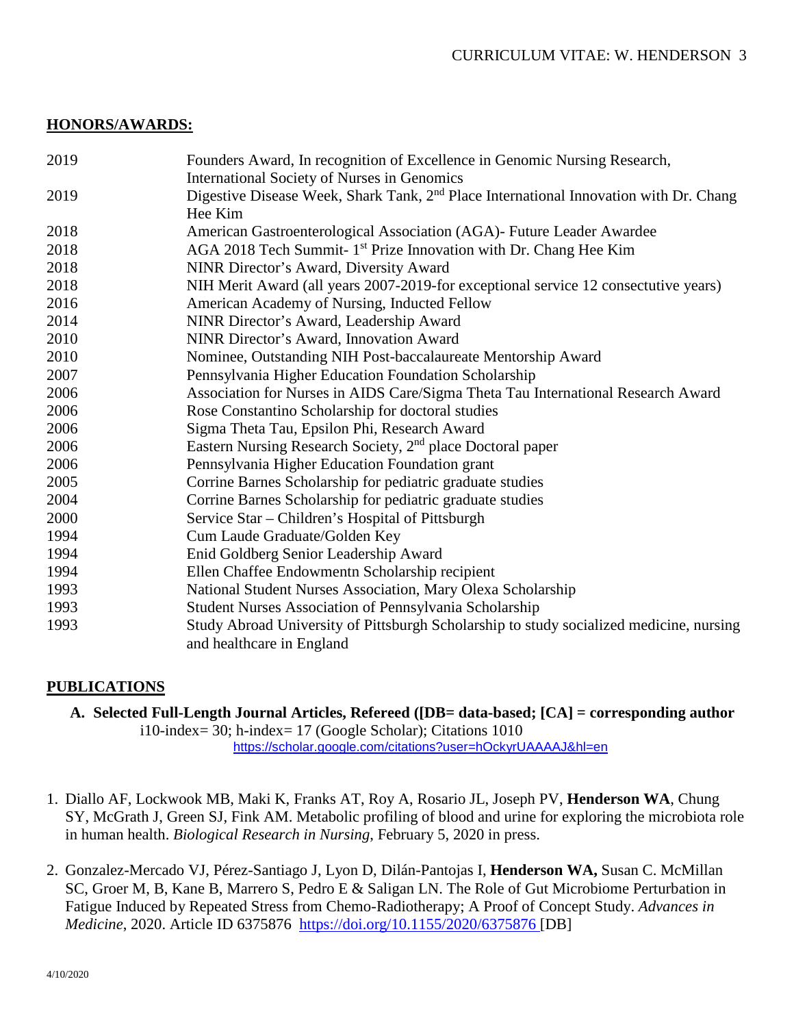## HONORS/AWARDS:

| | |
|---|---|
| 2019 | Founders Award, In recognition of Excellence in Genomic Nursing Research, International Society of Nurses in Genomics |
| 2019 | Digestive Disease Week, Shark Tank, 2nd Place International Innovation with Dr. Chang Hee Kim |
| 2018 | American Gastroenterological Association (AGA)- Future Leader Awardee |
| 2018 | AGA 2018 Tech Summit- 1st Prize Innovation with Dr. Chang Hee Kim |
| 2018 | NINR Director's Award, Diversity Award |
| 2018 | NIH Merit Award (all years 2007-2019-for exceptional service 12 consecutive years) |
| 2016 | American Academy of Nursing, Inducted Fellow |
| 2014 | NINR Director's Award, Leadership Award |
| 2010 | NINR Director's Award, Innovation Award |
| 2010 | Nominee, Outstanding NIH Post-baccalaureate Mentorship Award |
| 2007 | Pennsylvania Higher Education Foundation Scholarship |
| 2006 | Association for Nurses in AIDS Care/Sigma Theta Tau International Research Award |
| 2006 | Rose Constantino Scholarship for doctoral studies |
| 2006 | Sigma Theta Tau, Epsilon Phi, Research Award |
| 2006 | Eastern Nursing Research Society, 2nd place Doctoral paper |
| 2006 | Pennsylvania Higher Education Foundation grant |
| 2005 | Corrine Barnes Scholarship for pediatric graduate studies |
| 2004 | Corrine Barnes Scholarship for pediatric graduate studies |
| 2000 | Service Star – Children's Hospital of Pittsburgh |
| 1994 | Cum Laude Graduate/Golden Key |
| 1994 | Enid Goldberg Senior Leadership Award |
| 1994 | Ellen Chaffee Endowmentn Scholarship recipient |
| 1993 | National Student Nurses Association, Mary Olexa Scholarship |
| 1993 | Student Nurses Association of Pennsylvania Scholarship |
| 1993 | Study Abroad University of Pittsburgh Scholarship to study socialized medicine, nursing and healthcare in England |

## PUBLICATIONS

**A. Selected Full-Length Journal Articles, Refereed ([DB= data-based; [CA] = corresponding author**

i10-index= 30; h-index= 17 (Google Scholar); Citations 1010

https://scholar.google.com/citations?user=hOckyrUAAAAJ&hl=en

1. Diallo AF, Lockwook MB, Maki K, Franks AT, Roy A, Rosario JL, Joseph PV, **Henderson WA**, Chung SY, McGrath J, Green SJ, Fink AM. Metabolic profiling of blood and urine for exploring the microbiota role in human health. *Biological Research in Nursing*, February 5, 2020 in press.

2. Gonzalez-Mercado VJ, Pérez-Santiago J, Lyon D, Dilán-Pantojas I, **Henderson WA,** Susan C. McMillan SC, Groer M, B, Kane B, Marrero S, Pedro E & Saligan LN. The Role of Gut Microbiome Perturbation in Fatigue Induced by Repeated Stress from Chemo-Radiotherapy; A Proof of Concept Study. *Advances in Medicine*, 2020. Article ID 6375876 https://doi.org/10.1155/2020/6375876 [DB]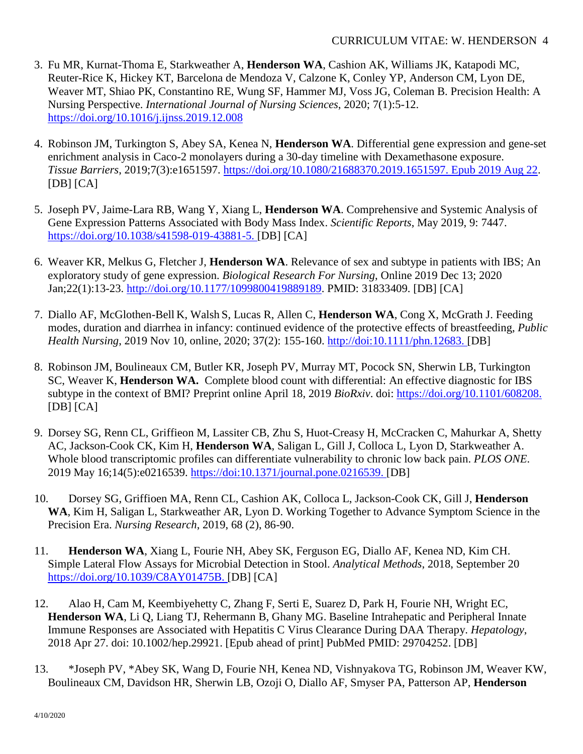3. Fu MR, Kurnat-Thoma E, Starkweather A, **Henderson WA**, Cashion AK, Williams JK, Katapodi MC, Reuter-Rice K, Hickey KT, Barcelona de Mendoza V, Calzone K, Conley YP, Anderson CM, Lyon DE, Weaver MT, Shiao PK, Constantino RE, Wung SF, Hammer MJ, Voss JG, Coleman B. Precision Health: A Nursing Perspective. *International Journal of Nursing Sciences*, 2020; 7(1):5-12. https://doi.org/10.1016/j.ijnss.2019.12.008

4. Robinson JM, Turkington S, Abey SA, Kenea N, **Henderson WA**. Differential gene expression and gene-set enrichment analysis in Caco-2 monolayers during a 30-day timeline with Dexamethasone exposure. *Tissue Barriers*, 2019;7(3):e1651597. https://doi.org/10.1080/21688370.2019.1651597. Epub 2019 Aug 22. [DB] [CA]

5. Joseph PV, Jaime-Lara RB, Wang Y, Xiang L, **Henderson WA**. Comprehensive and Systemic Analysis of Gene Expression Patterns Associated with Body Mass Index. *Scientific Reports*, May 2019, 9: 7447. https://doi.org/10.1038/s41598-019-43881-5. [DB] [CA]

6. Weaver KR, Melkus G, Fletcher J, **Henderson WA**. Relevance of sex and subtype in patients with IBS; An exploratory study of gene expression. *Biological Research For Nursing*, Online 2019 Dec 13; 2020 Jan;22(1):13-23. http://doi.org/10.1177/1099800419889189. PMID: 31833409. [DB] [CA]

7. Diallo AF, McGlothen-Bell K, Walsh S, Lucas R, Allen C, **Henderson WA**, Cong X, McGrath J. Feeding modes, duration and diarrhea in infancy: continued evidence of the protective effects of breastfeeding, *Public Health Nursing,* 2019 Nov 10, online, 2020; 37(2): 155-160. http://doi:10.1111/phn.12683. [DB]

8. Robinson JM, Boulineaux CM, Butler KR, Joseph PV, Murray MT, Pocock SN, Sherwin LB, Turkington SC, Weaver K, **Henderson WA.** Complete blood count with differential: An effective diagnostic for IBS subtype in the context of BMI? Preprint online April 18, 2019 *BioRxiv*. doi: https://doi.org/10.1101/608208. [DB] [CA]

9. Dorsey SG, Renn CL, Griffieon M, Lassiter CB, Zhu S, Huot-Creasy H, McCracken C, Mahurkar A, Shetty AC, Jackson-Cook CK, Kim H, **Henderson WA**, Saligan L, Gill J, Colloca L, Lyon D, Starkweather A. Whole blood transcriptomic profiles can differentiate vulnerability to chronic low back pain. *PLOS ONE*. 2019 May 16;14(5):e0216539. https://doi:10.1371/journal.pone.0216539. [DB]

10. Dorsey SG, Griffioen MA, Renn CL, Cashion AK, Colloca L, Jackson-Cook CK, Gill J, **Henderson WA**, Kim H, Saligan L, Starkweather AR, Lyon D. Working Together to Advance Symptom Science in the Precision Era. *Nursing Research*, 2019, 68 (2), 86-90.

11. **Henderson WA**, Xiang L, Fourie NH, Abey SK, Ferguson EG, Diallo AF, Kenea ND, Kim CH. Simple Lateral Flow Assays for Microbial Detection in Stool. *Analytical Methods*, 2018, September 20 https://doi.org/10.1039/C8AY01475B. [DB] [CA]

12. Alao H, Cam M, Keembiyehetty C, Zhang F, Serti E, Suarez D, Park H, Fourie NH, Wright EC, **Henderson WA**, Li Q, Liang TJ, Rehermann B, Ghany MG. Baseline Intrahepatic and Peripheral Innate Immune Responses are Associated with Hepatitis C Virus Clearance During DAA Therapy. *Hepatology*, 2018 Apr 27. doi: 10.1002/hep.29921. [Epub ahead of print] PubMed PMID: 29704252. [DB]

13. *Joseph PV, *Abey SK, Wang D, Fourie NH, Kenea ND, Vishnyakova TG, Robinson JM, Weaver KW, Boulineaux CM, Davidson HR, Sherwin LB, Ozoji O, Diallo AF, Smyser PA, Patterson AP, **Henderson**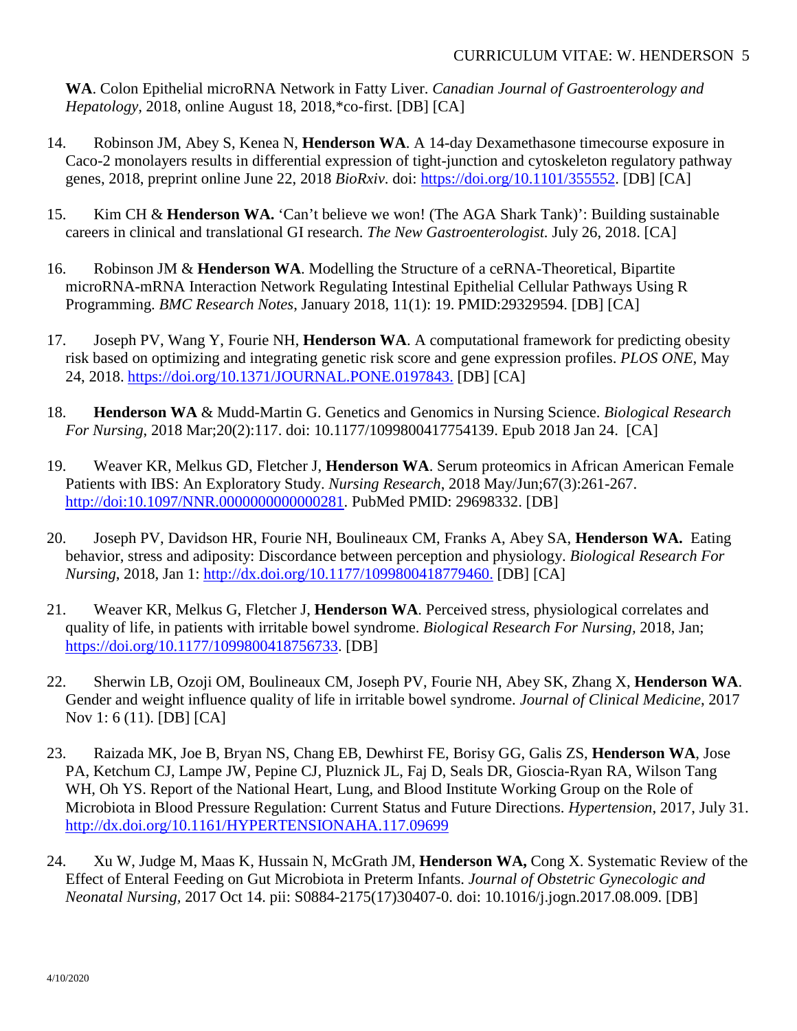**WA**. Colon Epithelial microRNA Network in Fatty Liver. *Canadian Journal of Gastroenterology and Hepatology,* 2018, online August 18, 2018,*co-first. [DB] [CA]

14. Robinson JM, Abey S, Kenea N, **Henderson WA**. A 14-day Dexamethasone timecourse exposure in Caco-2 monolayers results in differential expression of tight-junction and cytoskeleton regulatory pathway genes, 2018, preprint online June 22, 2018 *BioRxiv*. doi: https://doi.org/10.1101/355552. [DB] [CA]

15. Kim CH & **Henderson WA.** 'Can't believe we won! (The AGA Shark Tank)': Building sustainable careers in clinical and translational GI research. *The New Gastroenterologist.* July 26, 2018. [CA]

16. Robinson JM & **Henderson WA**. Modelling the Structure of a ceRNA-Theoretical, Bipartite microRNA-mRNA Interaction Network Regulating Intestinal Epithelial Cellular Pathways Using R Programming. *BMC Research Notes*, January 2018, 11(1): 19. PMID:29329594. [DB] [CA]

17. Joseph PV, Wang Y, Fourie NH, **Henderson WA**. A computational framework for predicting obesity risk based on optimizing and integrating genetic risk score and gene expression profiles. *PLOS ONE*, May 24, 2018. https://doi.org/10.1371/JOURNAL.PONE.0197843. [DB] [CA]

18. **Henderson WA** & Mudd-Martin G. Genetics and Genomics in Nursing Science. *Biological Research For Nursing*, 2018 Mar;20(2):117. doi: 10.1177/1099800417754139. Epub 2018 Jan 24. [CA]

19. Weaver KR, Melkus GD, Fletcher J, **Henderson WA**. Serum proteomics in African American Female Patients with IBS: An Exploratory Study. *Nursing Research*, 2018 May/Jun;67(3):261-267. http://doi:10.1097/NNR.0000000000000281. PubMed PMID: 29698332. [DB]

20. Joseph PV, Davidson HR, Fourie NH, Boulineaux CM, Franks A, Abey SA, **Henderson WA.** Eating behavior, stress and adiposity: Discordance between perception and physiology. *Biological Research For Nursing*, 2018, Jan 1: http://dx.doi.org/10.1177/1099800418779460. [DB] [CA]

21. Weaver KR, Melkus G, Fletcher J, **Henderson WA**. Perceived stress, physiological correlates and quality of life, in patients with irritable bowel syndrome. *Biological Research For Nursing*, 2018, Jan; https://doi.org/10.1177/1099800418756733. [DB]

22. Sherwin LB, Ozoji OM, Boulineaux CM, Joseph PV, Fourie NH, Abey SK, Zhang X, **Henderson WA**. Gender and weight influence quality of life in irritable bowel syndrome. *Journal of Clinical Medicine*, 2017 Nov 1: 6 (11). [DB] [CA]

23. Raizada MK, Joe B, Bryan NS, Chang EB, Dewhirst FE, Borisy GG, Galis ZS, **Henderson WA**, Jose PA, Ketchum CJ, Lampe JW, Pepine CJ, Pluznick JL, Faj D, Seals DR, Gioscia-Ryan RA, Wilson Tang WH, Oh YS. Report of the National Heart, Lung, and Blood Institute Working Group on the Role of Microbiota in Blood Pressure Regulation: Current Status and Future Directions. *Hypertension*, 2017, July 31. http://dx.doi.org/10.1161/HYPERTENSIONAHA.117.09699

24. Xu W, Judge M, Maas K, Hussain N, McGrath JM, **Henderson WA,** Cong X. Systematic Review of the Effect of Enteral Feeding on Gut Microbiota in Preterm Infants. *Journal of Obstetric Gynecologic and Neonatal Nursing,* 2017 Oct 14. pii: S0884-2175(17)30407-0. doi: 10.1016/j.jogn.2017.08.009. [DB]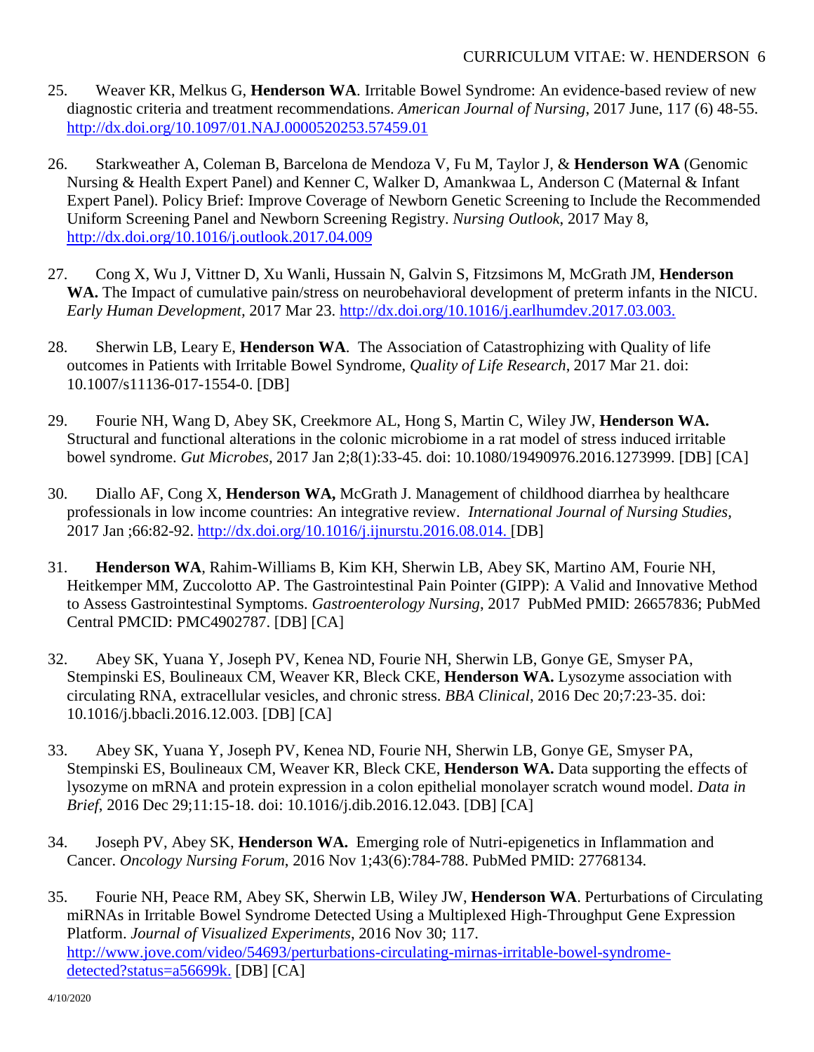25. Weaver KR, Melkus G, **Henderson WA**. Irritable Bowel Syndrome: An evidence-based review of new diagnostic criteria and treatment recommendations. *American Journal of Nursing*, 2017 June, 117 (6) 48-55. http://dx.doi.org/10.1097/01.NAJ.0000520253.57459.01

26. Starkweather A, Coleman B, Barcelona de Mendoza V, Fu M, Taylor J, & **Henderson WA** (Genomic Nursing & Health Expert Panel) and Kenner C, Walker D, Amankwaa L, Anderson C (Maternal & Infant Expert Panel). Policy Brief: Improve Coverage of Newborn Genetic Screening to Include the Recommended Uniform Screening Panel and Newborn Screening Registry. *Nursing Outlook*, 2017 May 8, http://dx.doi.org/10.1016/j.outlook.2017.04.009

27. Cong X, Wu J, Vittner D, Xu Wanli, Hussain N, Galvin S, Fitzsimons M, McGrath JM, **Henderson WA.** The Impact of cumulative pain/stress on neurobehavioral development of preterm infants in the NICU. *Early Human Development*, 2017 Mar 23. http://dx.doi.org/10.1016/j.earlhumdev.2017.03.003.

28. Sherwin LB, Leary E, **Henderson WA**. The Association of Catastrophizing with Quality of life outcomes in Patients with Irritable Bowel Syndrome, *Quality of Life Research*, 2017 Mar 21. doi: 10.1007/s11136-017-1554-0. [DB]

29. Fourie NH, Wang D, Abey SK, Creekmore AL, Hong S, Martin C, Wiley JW, **Henderson WA.** Structural and functional alterations in the colonic microbiome in a rat model of stress induced irritable bowel syndrome. *Gut Microbes*, 2017 Jan 2;8(1):33-45. doi: 10.1080/19490976.2016.1273999. [DB] [CA]

30. Diallo AF, Cong X, **Henderson WA,** McGrath J. Management of childhood diarrhea by healthcare professionals in low income countries: An integrative review. *International Journal of Nursing Studies*, 2017 Jan ;66:82-92. http://dx.doi.org/10.1016/j.ijnurstu.2016.08.014. [DB]

31. **Henderson WA**, Rahim-Williams B, Kim KH, Sherwin LB, Abey SK, Martino AM, Fourie NH, Heitkemper MM, Zuccolotto AP. The Gastrointestinal Pain Pointer (GIPP): A Valid and Innovative Method to Assess Gastrointestinal Symptoms. *Gastroenterology Nursing*, 2017 PubMed PMID: 26657836; PubMed Central PMCID: PMC4902787. [DB] [CA]

32. Abey SK, Yuana Y, Joseph PV, Kenea ND, Fourie NH, Sherwin LB, Gonye GE, Smyser PA, Stempinski ES, Boulineaux CM, Weaver KR, Bleck CKE, **Henderson WA.** Lysozyme association with circulating RNA, extracellular vesicles, and chronic stress. *BBA Clinical*, 2016 Dec 20;7:23-35. doi: 10.1016/j.bbacli.2016.12.003. [DB] [CA]

33. Abey SK, Yuana Y, Joseph PV, Kenea ND, Fourie NH, Sherwin LB, Gonye GE, Smyser PA, Stempinski ES, Boulineaux CM, Weaver KR, Bleck CKE, **Henderson WA.** Data supporting the effects of lysozyme on mRNA and protein expression in a colon epithelial monolayer scratch wound model. *Data in Brief*, 2016 Dec 29;11:15-18. doi: 10.1016/j.dib.2016.12.043. [DB] [CA]

34. Joseph PV, Abey SK, **Henderson WA.** Emerging role of Nutri-epigenetics in Inflammation and Cancer. *Oncology Nursing Forum*, 2016 Nov 1;43(6):784-788. PubMed PMID: 27768134.

35. Fourie NH, Peace RM, Abey SK, Sherwin LB, Wiley JW, **Henderson WA**. Perturbations of Circulating miRNAs in Irritable Bowel Syndrome Detected Using a Multiplexed High-Throughput Gene Expression Platform. *Journal of Visualized Experiments*, 2016 Nov 30; 117. http://www.jove.com/video/54693/perturbations-circulating-mirnas-irritable-bowel-syndrome-detected?status=a56699k. [DB] [CA]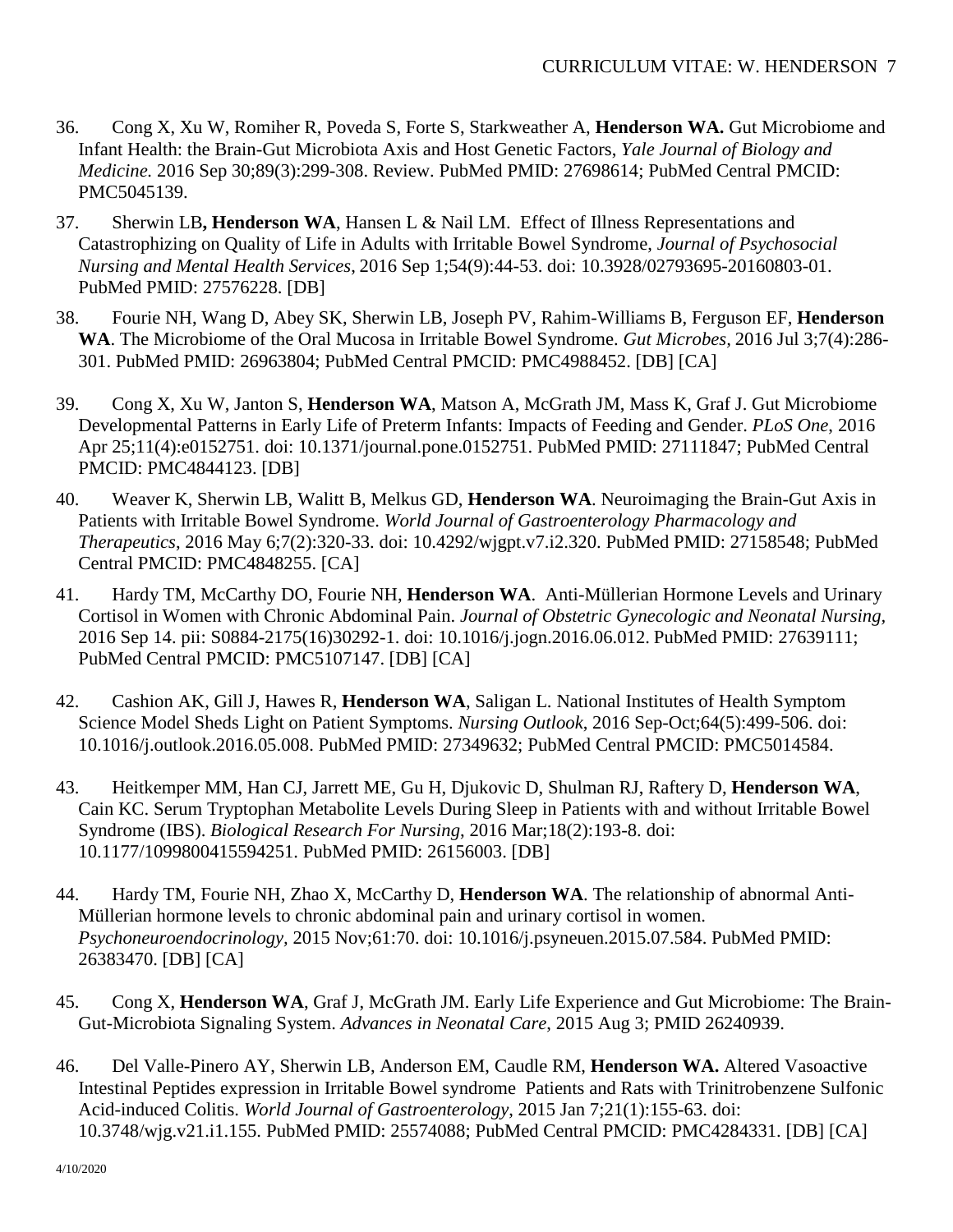36. Cong X, Xu W, Romiher R, Poveda S, Forte S, Starkweather A, **Henderson WA.** Gut Microbiome and Infant Health: the Brain-Gut Microbiota Axis and Host Genetic Factors, *Yale Journal of Biology and Medicine.* 2016 Sep 30;89(3):299-308. Review. PubMed PMID: 27698614; PubMed Central PMCID: PMC5045139.

37. Sherwin LB**, Henderson WA**, Hansen L & Nail LM. Effect of Illness Representations and Catastrophizing on Quality of Life in Adults with Irritable Bowel Syndrome, *Journal of Psychosocial Nursing and Mental Health Services*, 2016 Sep 1;54(9):44-53. doi: 10.3928/02793695-20160803-01. PubMed PMID: 27576228. [DB]

38. Fourie NH, Wang D, Abey SK, Sherwin LB, Joseph PV, Rahim-Williams B, Ferguson EF, **Henderson WA**. The Microbiome of the Oral Mucosa in Irritable Bowel Syndrome. *Gut Microbes*, 2016 Jul 3;7(4):286-301. PubMed PMID: 26963804; PubMed Central PMCID: PMC4988452. [DB] [CA]

39. Cong X, Xu W, Janton S, **Henderson WA**, Matson A, McGrath JM, Mass K, Graf J. Gut Microbiome Developmental Patterns in Early Life of Preterm Infants: Impacts of Feeding and Gender. *PLoS One*, 2016 Apr 25;11(4):e0152751. doi: 10.1371/journal.pone.0152751. PubMed PMID: 27111847; PubMed Central PMCID: PMC4844123. [DB]

40. Weaver K, Sherwin LB, Walitt B, Melkus GD, **Henderson WA**. Neuroimaging the Brain-Gut Axis in Patients with Irritable Bowel Syndrome. *World Journal of Gastroenterology Pharmacology and Therapeutics*, 2016 May 6;7(2):320-33. doi: 10.4292/wjgpt.v7.i2.320. PubMed PMID: 27158548; PubMed Central PMCID: PMC4848255. [CA]

41. Hardy TM, McCarthy DO, Fourie NH, **Henderson WA**. Anti-Müllerian Hormone Levels and Urinary Cortisol in Women with Chronic Abdominal Pain. *Journal of Obstetric Gynecologic and Neonatal Nursing*, 2016 Sep 14. pii: S0884-2175(16)30292-1. doi: 10.1016/j.jogn.2016.06.012. PubMed PMID: 27639111; PubMed Central PMCID: PMC5107147. [DB] [CA]

42. Cashion AK, Gill J, Hawes R, **Henderson WA**, Saligan L. National Institutes of Health Symptom Science Model Sheds Light on Patient Symptoms. *Nursing Outlook*, 2016 Sep-Oct;64(5):499-506. doi: 10.1016/j.outlook.2016.05.008. PubMed PMID: 27349632; PubMed Central PMCID: PMC5014584.

43. Heitkemper MM, Han CJ, Jarrett ME, Gu H, Djukovic D, Shulman RJ, Raftery D, **Henderson WA**, Cain KC. Serum Tryptophan Metabolite Levels During Sleep in Patients with and without Irritable Bowel Syndrome (IBS). *Biological Research For Nursing*, 2016 Mar;18(2):193-8. doi: 10.1177/1099800415594251. PubMed PMID: 26156003. [DB]

44. Hardy TM, Fourie NH, Zhao X, McCarthy D, **Henderson WA**. The relationship of abnormal Anti-Müllerian hormone levels to chronic abdominal pain and urinary cortisol in women. *Psychoneuroendocrinology*, 2015 Nov;61:70. doi: 10.1016/j.psyneuen.2015.07.584. PubMed PMID: 26383470. [DB] [CA]

45. Cong X, **Henderson WA**, Graf J, McGrath JM. Early Life Experience and Gut Microbiome: The Brain-Gut-Microbiota Signaling System. *Advances in Neonatal Care*, 2015 Aug 3; PMID 26240939.

46. Del Valle-Pinero AY, Sherwin LB, Anderson EM, Caudle RM, **Henderson WA.** Altered Vasoactive Intestinal Peptides expression in Irritable Bowel syndrome Patients and Rats with Trinitrobenzene Sulfonic Acid-induced Colitis. *World Journal of Gastroenterology*, 2015 Jan 7;21(1):155-63. doi: 10.3748/wjg.v21.i1.155. PubMed PMID: 25574088; PubMed Central PMCID: PMC4284331. [DB] [CA]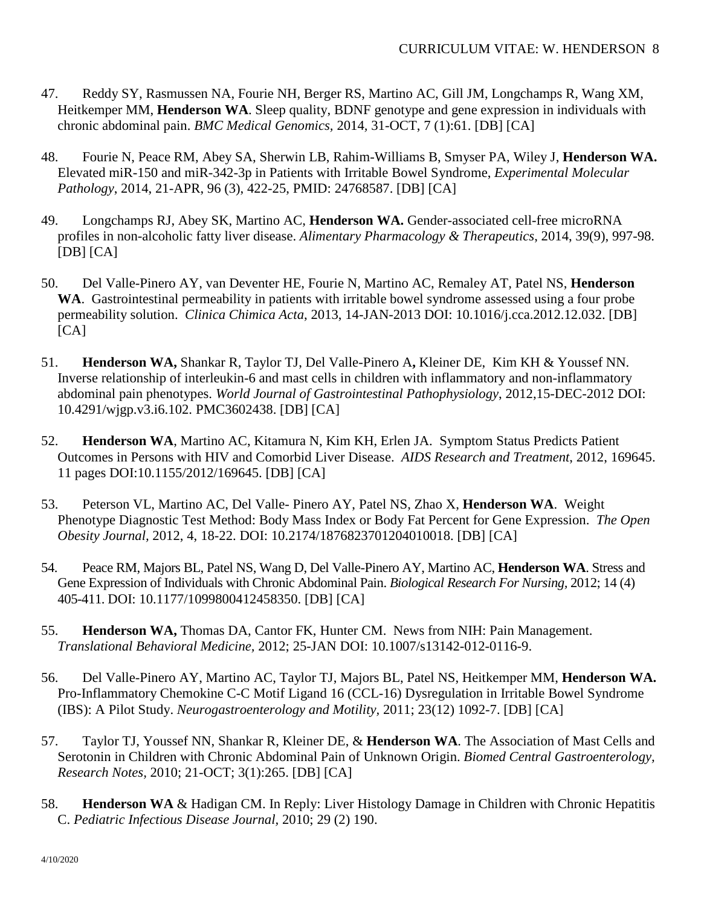47. Reddy SY, Rasmussen NA, Fourie NH, Berger RS, Martino AC, Gill JM, Longchamps R, Wang XM, Heitkemper MM, **Henderson WA**. Sleep quality, BDNF genotype and gene expression in individuals with chronic abdominal pain. *BMC Medical Genomics*, 2014, 31-OCT, 7 (1):61. [DB] [CA]

48. Fourie N, Peace RM, Abey SA, Sherwin LB, Rahim-Williams B, Smyser PA, Wiley J, **Henderson WA.** Elevated miR-150 and miR-342-3p in Patients with Irritable Bowel Syndrome, *Experimental Molecular Pathology*, 2014, 21-APR, 96 (3), 422-25, PMID: 24768587. [DB] [CA]

49. Longchamps RJ, Abey SK, Martino AC, **Henderson WA.** Gender-associated cell-free microRNA profiles in non-alcoholic fatty liver disease. *Alimentary Pharmacology & Therapeutics*, 2014, 39(9), 997-98. [DB] [CA]

50. Del Valle-Pinero AY, van Deventer HE, Fourie N, Martino AC, Remaley AT, Patel NS, **Henderson WA**. Gastrointestinal permeability in patients with irritable bowel syndrome assessed using a four probe permeability solution. *Clinica Chimica Acta*, 2013, 14-JAN-2013 DOI: 10.1016/j.cca.2012.12.032. [DB] [CA]

51. **Henderson WA,** Shankar R, Taylor TJ, Del Valle-Pinero A**,** Kleiner DE, Kim KH & Youssef NN. Inverse relationship of interleukin-6 and mast cells in children with inflammatory and non-inflammatory abdominal pain phenotypes. *World Journal of Gastrointestinal Pathophysiology*, 2012,15-DEC-2012 DOI: 10.4291/wjgp.v3.i6.102. PMC3602438. [DB] [CA]

52. **Henderson WA**, Martino AC, Kitamura N, Kim KH, Erlen JA. Symptom Status Predicts Patient Outcomes in Persons with HIV and Comorbid Liver Disease. *AIDS Research and Treatment*, 2012, 169645. 11 pages DOI:10.1155/2012/169645. [DB] [CA]

53. Peterson VL, Martino AC, Del Valle- Pinero AY, Patel NS, Zhao X, **Henderson WA**. Weight Phenotype Diagnostic Test Method: Body Mass Index or Body Fat Percent for Gene Expression. *The Open Obesity Journal*, 2012, 4, 18-22. DOI: 10.2174/1876823701204010018. [DB] [CA]

54. Peace RM, Majors BL, Patel NS, Wang D, Del Valle-Pinero AY, Martino AC, **Henderson WA**. Stress and Gene Expression of Individuals with Chronic Abdominal Pain. *Biological Research For Nursing*, 2012; 14 (4) 405-411. DOI: 10.1177/1099800412458350. [DB] [CA]

55. **Henderson WA,** Thomas DA, Cantor FK, Hunter CM. News from NIH: Pain Management. *Translational Behavioral Medicine*, 2012; 25-JAN DOI: 10.1007/s13142-012-0116-9.

56. Del Valle-Pinero AY, Martino AC, Taylor TJ, Majors BL, Patel NS, Heitkemper MM, **Henderson WA.** Pro-Inflammatory Chemokine C-C Motif Ligand 16 (CCL-16) Dysregulation in Irritable Bowel Syndrome (IBS): A Pilot Study. *Neurogastroenterology and Motility*, 2011; 23(12) 1092-7. [DB] [CA]

57. Taylor TJ, Youssef NN, Shankar R, Kleiner DE, & **Henderson WA**. The Association of Mast Cells and Serotonin in Children with Chronic Abdominal Pain of Unknown Origin. *Biomed Central Gastroenterology, Research Notes*, 2010; 21-OCT; 3(1):265. [DB] [CA]

58. **Henderson WA** & Hadigan CM. In Reply: Liver Histology Damage in Children with Chronic Hepatitis C. *Pediatric Infectious Disease Journal*, 2010; 29 (2) 190.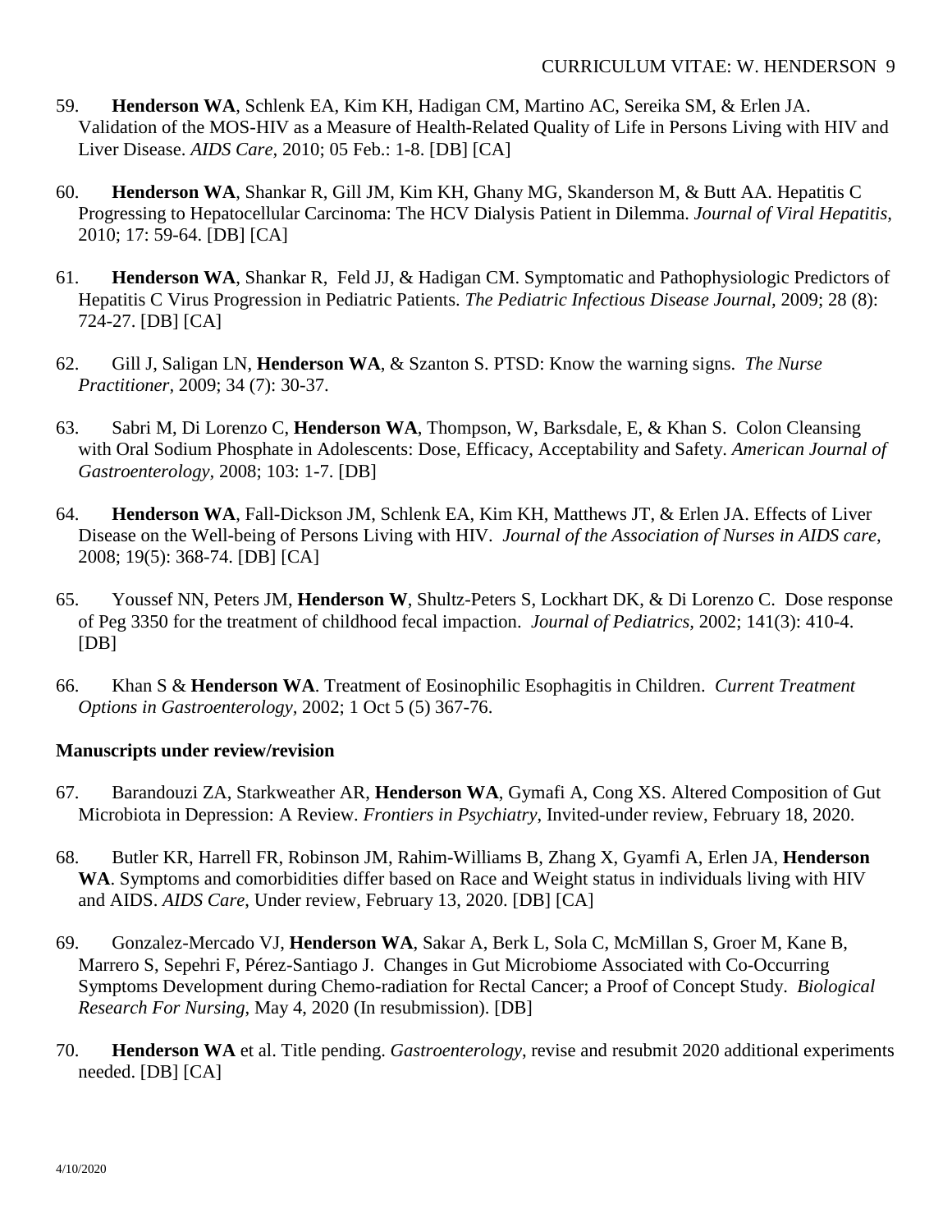59. **Henderson WA**, Schlenk EA, Kim KH, Hadigan CM, Martino AC, Sereika SM, & Erlen JA. Validation of the MOS-HIV as a Measure of Health-Related Quality of Life in Persons Living with HIV and Liver Disease. *AIDS Care,* 2010; 05 Feb.: 1-8. [DB] [CA]

60. **Henderson WA**, Shankar R, Gill JM, Kim KH, Ghany MG, Skanderson M, & Butt AA. Hepatitis C Progressing to Hepatocellular Carcinoma: The HCV Dialysis Patient in Dilemma. *Journal of Viral Hepatitis,* 2010; 17: 59-64. [DB] [CA]

61. **Henderson WA**, Shankar R, Feld JJ, & Hadigan CM. Symptomatic and Pathophysiologic Predictors of Hepatitis C Virus Progression in Pediatric Patients. *The Pediatric Infectious Disease Journal,* 2009; 28 (8): 724-27. [DB] [CA]

62. Gill J, Saligan LN, **Henderson WA**, & Szanton S. PTSD: Know the warning signs. *The Nurse Practitioner,* 2009; 34 (7): 30-37.

63. Sabri M, Di Lorenzo C, **Henderson WA**, Thompson, W, Barksdale, E, & Khan S. Colon Cleansing with Oral Sodium Phosphate in Adolescents: Dose, Efficacy, Acceptability and Safety. *American Journal of Gastroenterology,* 2008; 103: 1-7. [DB]

64. **Henderson WA**, Fall-Dickson JM, Schlenk EA, Kim KH, Matthews JT, & Erlen JA. Effects of Liver Disease on the Well-being of Persons Living with HIV. *Journal of the Association of Nurses in AIDS care,* 2008; 19(5): 368-74. [DB] [CA]

65. Youssef NN, Peters JM, **Henderson W**, Shultz-Peters S, Lockhart DK, & Di Lorenzo C. Dose response of Peg 3350 for the treatment of childhood fecal impaction. *Journal of Pediatrics,* 2002; 141(3): 410-4. [DB]

66. Khan S & **Henderson WA**. Treatment of Eosinophilic Esophagitis in Children. *Current Treatment Options in Gastroenterology,* 2002; 1 Oct 5 (5) 367-76.

**Manuscripts under review/revision**

67. Barandouzi ZA, Starkweather AR, **Henderson WA**, Gymafi A, Cong XS. Altered Composition of Gut Microbiota in Depression: A Review. *Frontiers in Psychiatry*, Invited-under review, February 18, 2020.

68. Butler KR, Harrell FR, Robinson JM, Rahim-Williams B, Zhang X, Gyamfi A, Erlen JA, **Henderson WA**. Symptoms and comorbidities differ based on Race and Weight status in individuals living with HIV and AIDS. *AIDS Care*, Under review, February 13, 2020. [DB] [CA]

69. Gonzalez-Mercado VJ, **Henderson WA**, Sakar A, Berk L, Sola C, McMillan S, Groer M, Kane B, Marrero S, Sepehri F, Pérez-Santiago J. Changes in Gut Microbiome Associated with Co-Occurring Symptoms Development during Chemo-radiation for Rectal Cancer; a Proof of Concept Study. *Biological Research For Nursing*, May 4, 2020 (In resubmission). [DB]

70. **Henderson WA** et al. Title pending. *Gastroenterology*, revise and resubmit 2020 additional experiments needed. [DB] [CA]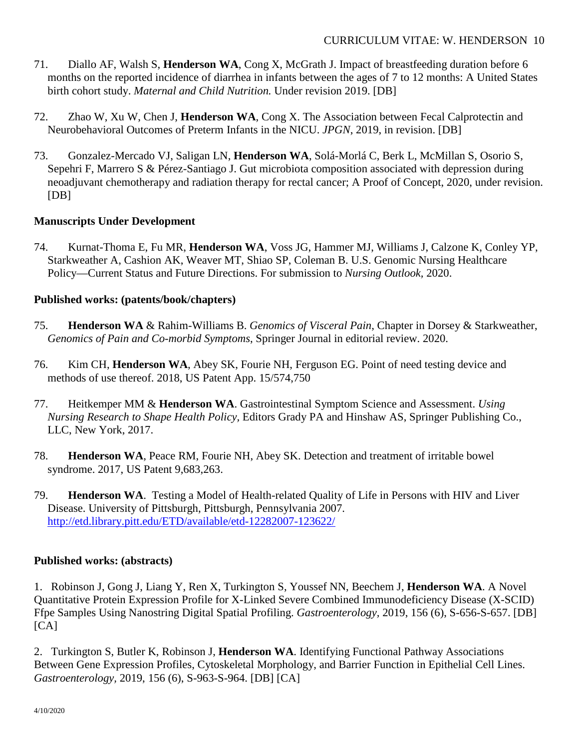71. Diallo AF, Walsh S, **Henderson WA**, Cong X, McGrath J. Impact of breastfeeding duration before 6 months on the reported incidence of diarrhea in infants between the ages of 7 to 12 months: A United States birth cohort study. *Maternal and Child Nutrition.* Under revision 2019. [DB]

72. Zhao W, Xu W, Chen J, **Henderson WA**, Cong X. The Association between Fecal Calprotectin and Neurobehavioral Outcomes of Preterm Infants in the NICU. *JPGN*, 2019, in revision. [DB]

73. Gonzalez-Mercado VJ, Saligan LN, **Henderson WA**, Solá-Morlá C, Berk L, McMillan S, Osorio S, Sepehri F, Marrero S & Pérez-Santiago J. Gut microbiota composition associated with depression during neoadjuvant chemotherapy and radiation therapy for rectal cancer; A Proof of Concept, 2020, under revision. [DB]

**Manuscripts Under Development**

74. Kurnat-Thoma E, Fu MR, **Henderson WA**, Voss JG, Hammer MJ, Williams J, Calzone K, Conley YP, Starkweather A, Cashion AK, Weaver MT, Shiao SP, Coleman B. U.S. Genomic Nursing Healthcare Policy—Current Status and Future Directions. For submission to *Nursing Outlook*, 2020.

**Published works: (patents/book/chapters)**

75. **Henderson WA** & Rahim-Williams B. *Genomics of Visceral Pain*, Chapter in Dorsey & Starkweather, *Genomics of Pain and Co-morbid Symptoms*, Springer Journal in editorial review. 2020.

76. Kim CH, **Henderson WA**, Abey SK, Fourie NH, Ferguson EG. Point of need testing device and methods of use thereof. 2018, US Patent App. 15/574,750

77. Heitkemper MM & **Henderson WA**. Gastrointestinal Symptom Science and Assessment. *Using Nursing Research to Shape Health Policy*, Editors Grady PA and Hinshaw AS, Springer Publishing Co., LLC, New York, 2017.

78. **Henderson WA**, Peace RM, Fourie NH, Abey SK. Detection and treatment of irritable bowel syndrome. 2017, US Patent 9,683,263.

79. **Henderson WA**. Testing a Model of Health-related Quality of Life in Persons with HIV and Liver Disease. University of Pittsburgh, Pittsburgh, Pennsylvania 2007. http://etd.library.pitt.edu/ETD/available/etd-12282007-123622/

**Published works: (abstracts)**

1. Robinson J, Gong J, Liang Y, Ren X, Turkington S, Youssef NN, Beechem J, **Henderson WA**. A Novel Quantitative Protein Expression Profile for X-Linked Severe Combined Immunodeficiency Disease (X-SCID) Ffpe Samples Using Nanostring Digital Spatial Profiling. *Gastroenterology*, 2019, 156 (6), S-656-S-657. [DB] [CA]

2. Turkington S, Butler K, Robinson J, **Henderson WA**. Identifying Functional Pathway Associations Between Gene Expression Profiles, Cytoskeletal Morphology, and Barrier Function in Epithelial Cell Lines. *Gastroenterology*, 2019, 156 (6), S-963-S-964. [DB] [CA]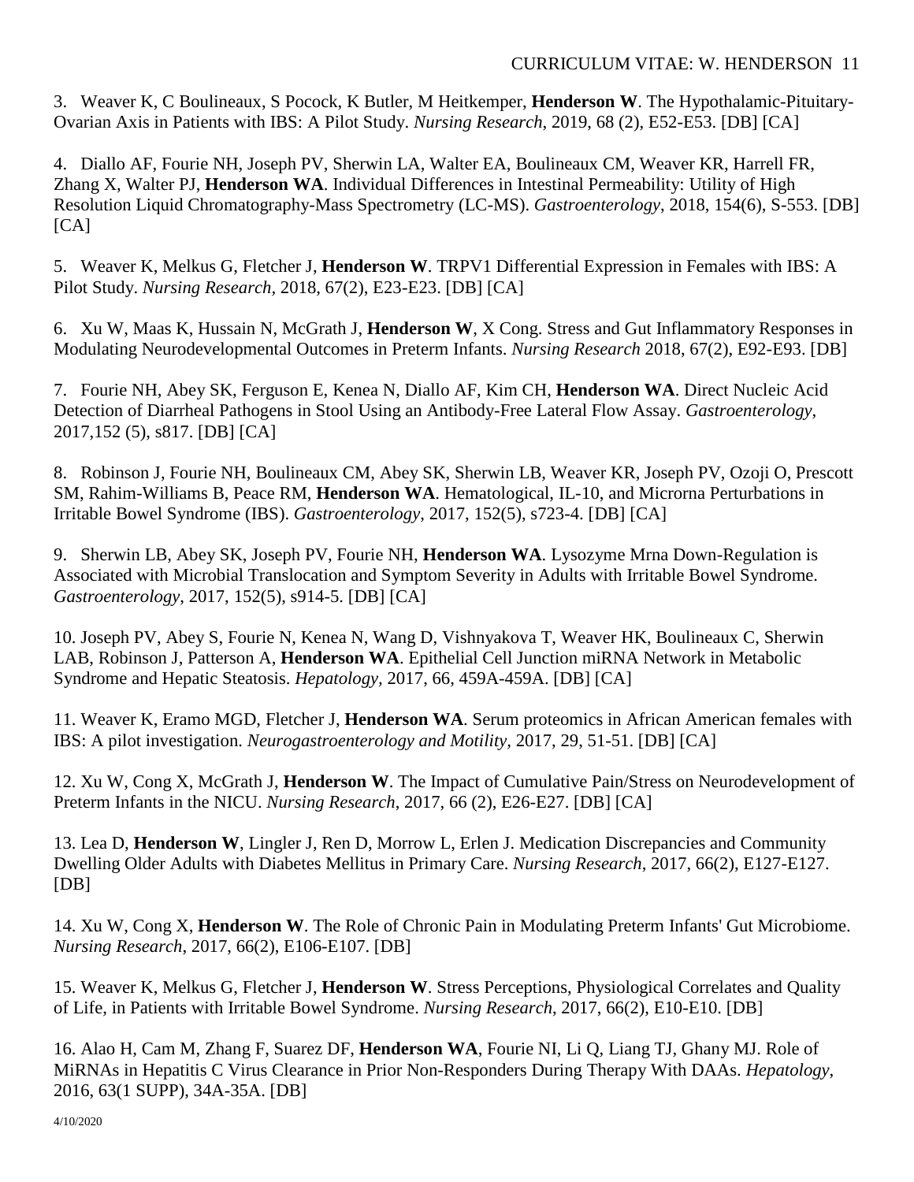3. Weaver K, C Boulineaux, S Pocock, K Butler, M Heitkemper, **Henderson W**. The Hypothalamic-Pituitary-Ovarian Axis in Patients with IBS: A Pilot Study. *Nursing Research*, 2019, 68 (2), E52-E53. [DB] [CA]

4. Diallo AF, Fourie NH, Joseph PV, Sherwin LA, Walter EA, Boulineaux CM, Weaver KR, Harrell FR, Zhang X, Walter PJ, **Henderson WA**. Individual Differences in Intestinal Permeability: Utility of High Resolution Liquid Chromatography-Mass Spectrometry (LC-MS). *Gastroenterology*, 2018, 154(6), S-553. [DB] [CA]

5. Weaver K, Melkus G, Fletcher J, **Henderson W**. TRPV1 Differential Expression in Females with IBS: A Pilot Study. *Nursing Research*, 2018, 67(2), E23-E23. [DB] [CA]

6. Xu W, Maas K, Hussain N, McGrath J, **Henderson W**, X Cong. Stress and Gut Inflammatory Responses in Modulating Neurodevelopmental Outcomes in Preterm Infants. *Nursing Research* 2018, 67(2), E92-E93. [DB]

7. Fourie NH, Abey SK, Ferguson E, Kenea N, Diallo AF, Kim CH, **Henderson WA**. Direct Nucleic Acid Detection of Diarrheal Pathogens in Stool Using an Antibody-Free Lateral Flow Assay. *Gastroenterology*, 2017,152 (5), s817. [DB] [CA]

8. Robinson J, Fourie NH, Boulineaux CM, Abey SK, Sherwin LB, Weaver KR, Joseph PV, Ozoji O, Prescott SM, Rahim-Williams B, Peace RM, **Henderson WA**. Hematological, IL-10, and Microrna Perturbations in Irritable Bowel Syndrome (IBS). *Gastroenterology*, 2017, 152(5), s723-4. [DB] [CA]

9. Sherwin LB, Abey SK, Joseph PV, Fourie NH, **Henderson WA**. Lysozyme Mrna Down-Regulation is Associated with Microbial Translocation and Symptom Severity in Adults with Irritable Bowel Syndrome. *Gastroenterology*, 2017, 152(5), s914-5. [DB] [CA]

10. Joseph PV, Abey S, Fourie N, Kenea N, Wang D, Vishnyakova T, Weaver HK, Boulineaux C, Sherwin LAB, Robinson J, Patterson A, **Henderson WA**. Epithelial Cell Junction miRNA Network in Metabolic Syndrome and Hepatic Steatosis. *Hepatology*, 2017, 66, 459A-459A. [DB] [CA]

11. Weaver K, Eramo MGD, Fletcher J, **Henderson WA**. Serum proteomics in African American females with IBS: A pilot investigation. *Neurogastroenterology and Motility*, 2017, 29, 51-51. [DB] [CA]

12. Xu W, Cong X, McGrath J, **Henderson W**. The Impact of Cumulative Pain/Stress on Neurodevelopment of Preterm Infants in the NICU. *Nursing Research*, 2017, 66 (2), E26-E27. [DB] [CA]

13. Lea D, **Henderson W**, Lingler J, Ren D, Morrow L, Erlen J. Medication Discrepancies and Community Dwelling Older Adults with Diabetes Mellitus in Primary Care. *Nursing Research*, 2017, 66(2), E127-E127. [DB]

14. Xu W, Cong X, **Henderson W**. The Role of Chronic Pain in Modulating Preterm Infants' Gut Microbiome. *Nursing Research*, 2017, 66(2), E106-E107. [DB]

15. Weaver K, Melkus G, Fletcher J, **Henderson W**. Stress Perceptions, Physiological Correlates and Quality of Life, in Patients with Irritable Bowel Syndrome. *Nursing Research*, 2017, 66(2), E10-E10. [DB]

16. Alao H, Cam M, Zhang F, Suarez DF, **Henderson WA**, Fourie NI, Li Q, Liang TJ, Ghany MJ. Role of MiRNAs in Hepatitis C Virus Clearance in Prior Non-Responders During Therapy With DAAs. *Hepatology*, 2016, 63(1 SUPP), 34A-35A. [DB]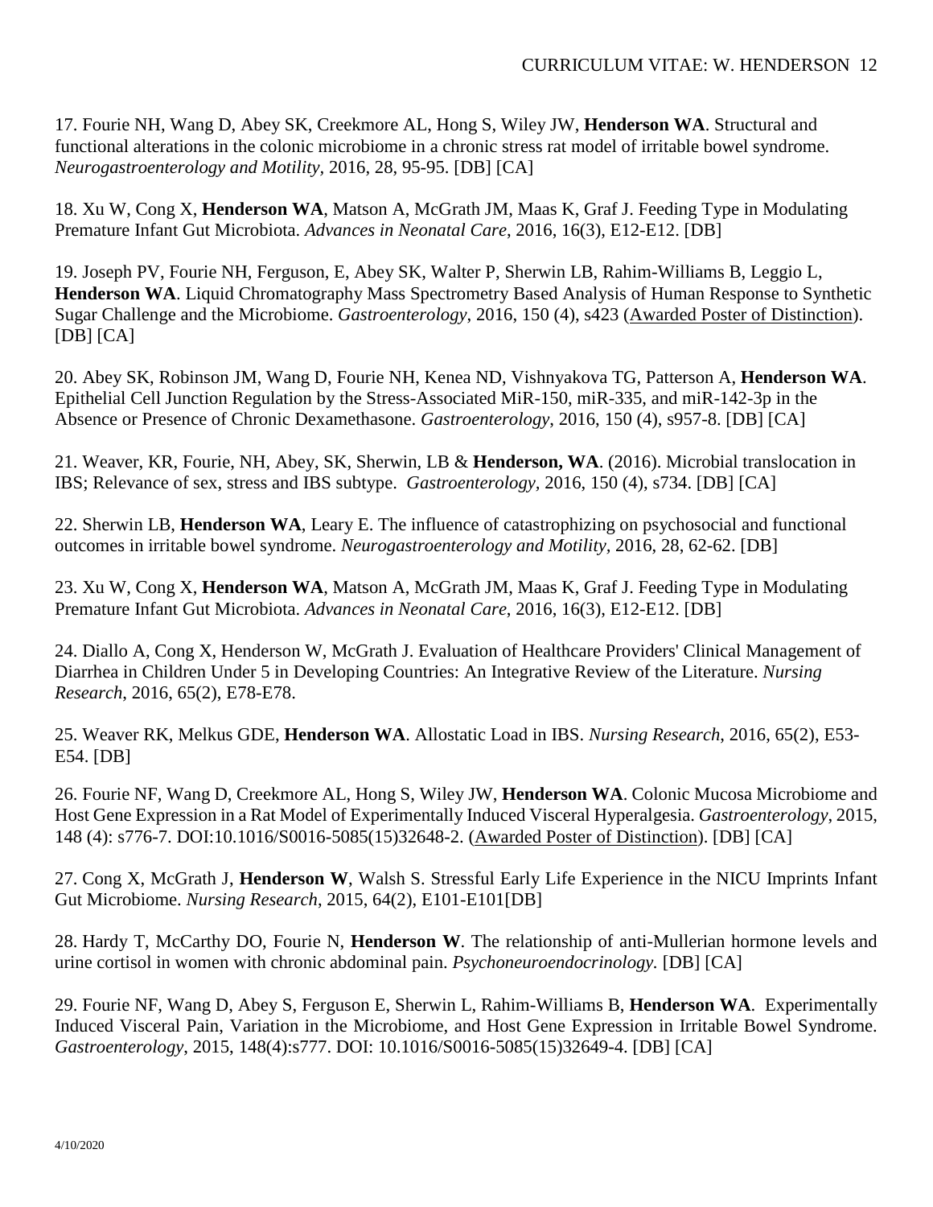17. Fourie NH, Wang D, Abey SK, Creekmore AL, Hong S, Wiley JW, **Henderson WA**. Structural and functional alterations in the colonic microbiome in a chronic stress rat model of irritable bowel syndrome. *Neurogastroenterology and Motility*, 2016, 28, 95-95. [DB] [CA]

18. Xu W, Cong X, **Henderson WA**, Matson A, McGrath JM, Maas K, Graf J. Feeding Type in Modulating Premature Infant Gut Microbiota. *Advances in Neonatal Care*, 2016, 16(3), E12-E12. [DB]

19. Joseph PV, Fourie NH, Ferguson, E, Abey SK, Walter P, Sherwin LB, Rahim-Williams B, Leggio L, **Henderson WA**. Liquid Chromatography Mass Spectrometry Based Analysis of Human Response to Synthetic Sugar Challenge and the Microbiome. *Gastroenterology*, 2016, 150 (4), s423 (<u>Awarded Poster of Distinction</u>). [DB] [CA]

20. Abey SK, Robinson JM, Wang D, Fourie NH, Kenea ND, Vishnyakova TG, Patterson A, **Henderson WA**. Epithelial Cell Junction Regulation by the Stress-Associated MiR-150, miR-335, and miR-142-3p in the Absence or Presence of Chronic Dexamethasone. *Gastroenterology*, 2016, 150 (4), s957-8. [DB] [CA]

21. Weaver, KR, Fourie, NH, Abey, SK, Sherwin, LB & **Henderson, WA**. (2016). Microbial translocation in IBS; Relevance of sex, stress and IBS subtype. *Gastroenterology*, 2016, 150 (4), s734. [DB] [CA]

22. Sherwin LB, **Henderson WA**, Leary E. The influence of catastrophizing on psychosocial and functional outcomes in irritable bowel syndrome. *Neurogastroenterology and Motility*, 2016, 28, 62-62. [DB]

23. Xu W, Cong X, **Henderson WA**, Matson A, McGrath JM, Maas K, Graf J. Feeding Type in Modulating Premature Infant Gut Microbiota. *Advances in Neonatal Care*, 2016, 16(3), E12-E12. [DB]

24. Diallo A, Cong X, Henderson W, McGrath J. Evaluation of Healthcare Providers' Clinical Management of Diarrhea in Children Under 5 in Developing Countries: An Integrative Review of the Literature. *Nursing Research*, 2016, 65(2), E78-E78.

25. Weaver RK, Melkus GDE, **Henderson WA**. Allostatic Load in IBS. *Nursing Research*, 2016, 65(2), E53-E54. [DB]

26. Fourie NF, Wang D, Creekmore AL, Hong S, Wiley JW, **Henderson WA**. Colonic Mucosa Microbiome and Host Gene Expression in a Rat Model of Experimentally Induced Visceral Hyperalgesia. *Gastroenterology*, 2015, 148 (4): s776-7. DOI:10.1016/S0016-5085(15)32648-2. (<u>Awarded Poster of Distinction</u>). [DB] [CA]

27. Cong X, McGrath J, **Henderson W**, Walsh S. Stressful Early Life Experience in the NICU Imprints Infant Gut Microbiome. *Nursing Research*, 2015, 64(2), E101-E101[DB]

28. Hardy T, McCarthy DO, Fourie N, **Henderson W**. The relationship of anti-Mullerian hormone levels and urine cortisol in women with chronic abdominal pain. *Psychoneuroendocrinology.* [DB] [CA]

29. Fourie NF, Wang D, Abey S, Ferguson E, Sherwin L, Rahim-Williams B, **Henderson WA**. Experimentally Induced Visceral Pain, Variation in the Microbiome, and Host Gene Expression in Irritable Bowel Syndrome. *Gastroenterology*, 2015, 148(4):s777. DOI: 10.1016/S0016-5085(15)32649-4. [DB] [CA]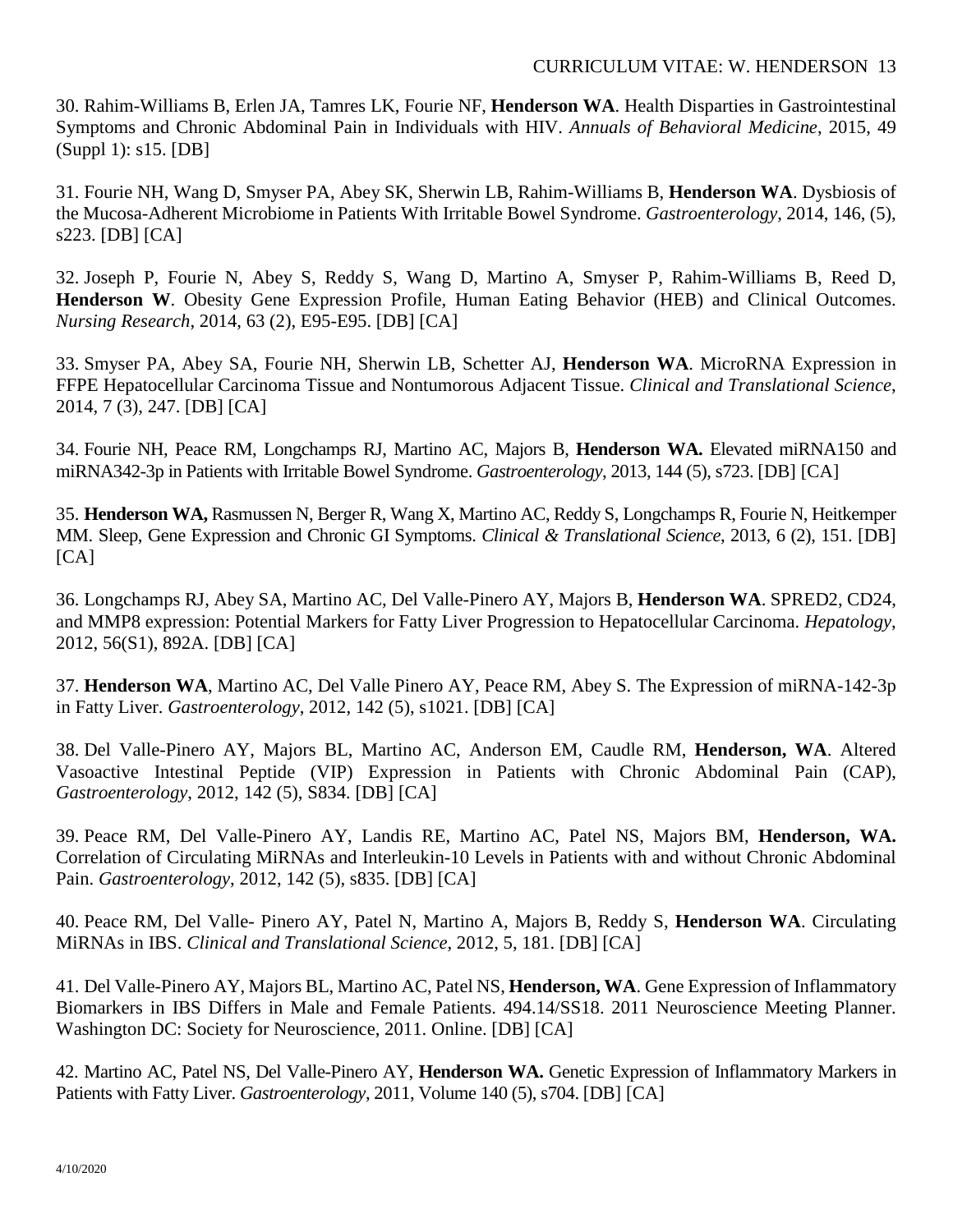30. Rahim-Williams B, Erlen JA, Tamres LK, Fourie NF, **Henderson WA**. Health Disparities in Gastrointestinal Symptoms and Chronic Abdominal Pain in Individuals with HIV. *Annals of Behavioral Medicine*, 2015, 49 (Suppl 1): s15. [DB]

31. Fourie NH, Wang D, Smyser PA, Abey SK, Sherwin LB, Rahim-Williams B, **Henderson WA**. Dysbiosis of the Mucosa-Adherent Microbiome in Patients With Irritable Bowel Syndrome. *Gastroenterology*, 2014, 146, (5), s223. [DB] [CA]

32. Joseph P, Fourie N, Abey S, Reddy S, Wang D, Martino A, Smyser P, Rahim-Williams B, Reed D, **Henderson W**. Obesity Gene Expression Profile, Human Eating Behavior (HEB) and Clinical Outcomes. *Nursing Research*, 2014, 63 (2), E95-E95. [DB] [CA]

33. Smyser PA, Abey SA, Fourie NH, Sherwin LB, Schetter AJ, **Henderson WA**. MicroRNA Expression in FFPE Hepatocellular Carcinoma Tissue and Nontumorous Adjacent Tissue. *Clinical and Translational Science*, 2014, 7 (3), 247. [DB] [CA]

34. Fourie NH, Peace RM, Longchamps RJ, Martino AC, Majors B, **Henderson WA.** Elevated miRNA150 and miRNA342-3p in Patients with Irritable Bowel Syndrome. *Gastroenterology*, 2013, 144 (5), s723. [DB] [CA]

35. **Henderson WA,** Rasmussen N, Berger R, Wang X, Martino AC, Reddy S, Longchamps R, Fourie N, Heitkemper MM. Sleep, Gene Expression and Chronic GI Symptoms. *Clinical & Translational Science*, 2013, 6 (2), 151. [DB] [CA]

36. Longchamps RJ, Abey SA, Martino AC, Del Valle-Pinero AY, Majors B, **Henderson WA**. SPRED2, CD24, and MMP8 expression: Potential Markers for Fatty Liver Progression to Hepatocellular Carcinoma. *Hepatology*, 2012, 56(S1), 892A. [DB] [CA]

37. **Henderson WA**, Martino AC, Del Valle Pinero AY, Peace RM, Abey S. The Expression of miRNA-142-3p in Fatty Liver. *Gastroenterology*, 2012, 142 (5), s1021. [DB] [CA]

38. Del Valle-Pinero AY, Majors BL, Martino AC, Anderson EM, Caudle RM, **Henderson, WA**. Altered Vasoactive Intestinal Peptide (VIP) Expression in Patients with Chronic Abdominal Pain (CAP), *Gastroenterology*, 2012, 142 (5), S834. [DB] [CA]

39. Peace RM, Del Valle-Pinero AY, Landis RE, Martino AC, Patel NS, Majors BM, **Henderson, WA.** Correlation of Circulating MiRNAs and Interleukin-10 Levels in Patients with and without Chronic Abdominal Pain. *Gastroenterology*, 2012, 142 (5), s835. [DB] [CA]

40. Peace RM, Del Valle- Pinero AY, Patel N, Martino A, Majors B, Reddy S, **Henderson WA**. Circulating MiRNAs in IBS. *Clinical and Translational Science*, 2012, 5, 181. [DB] [CA]

41. Del Valle-Pinero AY, Majors BL, Martino AC, Patel NS, **Henderson, WA**. Gene Expression of Inflammatory Biomarkers in IBS Differs in Male and Female Patients. 494.14/SS18. 2011 Neuroscience Meeting Planner. Washington DC: Society for Neuroscience, 2011. Online. [DB] [CA]

42. Martino AC, Patel NS, Del Valle-Pinero AY, **Henderson WA.** Genetic Expression of Inflammatory Markers in Patients with Fatty Liver. *Gastroenterology*, 2011, Volume 140 (5), s704. [DB] [CA]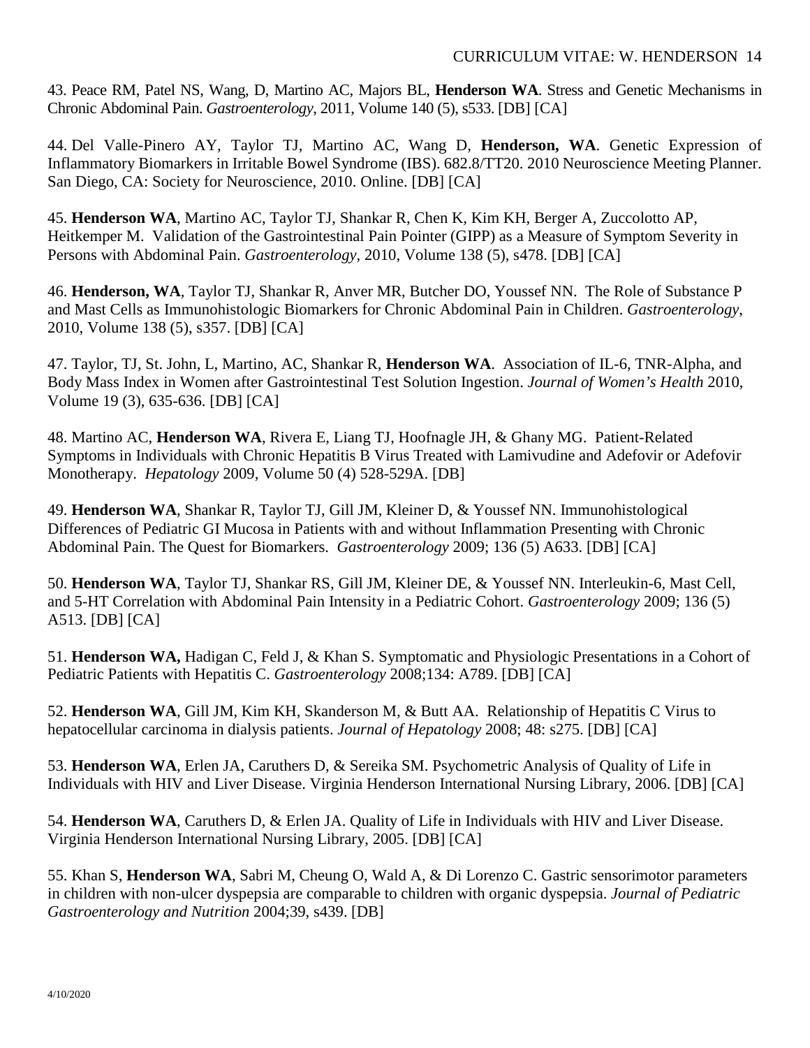43. Peace RM, Patel NS, Wang, D, Martino AC, Majors BL, **Henderson WA**. Stress and Genetic Mechanisms in Chronic Abdominal Pain. *Gastroenterology*, 2011, Volume 140 (5), s533. [DB] [CA]

44. Del Valle-Pinero AY, Taylor TJ, Martino AC, Wang D, **Henderson, WA**. Genetic Expression of Inflammatory Biomarkers in Irritable Bowel Syndrome (IBS). 682.8/TT20. 2010 Neuroscience Meeting Planner. San Diego, CA: Society for Neuroscience, 2010. Online. [DB] [CA]

45. **Henderson WA**, Martino AC, Taylor TJ, Shankar R, Chen K, Kim KH, Berger A, Zuccolotto AP, Heitkemper M. Validation of the Gastrointestinal Pain Pointer (GIPP) as a Measure of Symptom Severity in Persons with Abdominal Pain. *Gastroenterology*, 2010, Volume 138 (5), s478. [DB] [CA]

46. **Henderson, WA**, Taylor TJ, Shankar R, Anver MR, Butcher DO, Youssef NN. The Role of Substance P and Mast Cells as Immunohistologic Biomarkers for Chronic Abdominal Pain in Children. *Gastroenterology*, 2010, Volume 138 (5), s357. [DB] [CA]

47. Taylor, TJ, St. John, L, Martino, AC, Shankar R, **Henderson WA**. Association of IL-6, TNR-Alpha, and Body Mass Index in Women after Gastrointestinal Test Solution Ingestion. *Journal of Women's Health* 2010, Volume 19 (3), 635-636. [DB] [CA]

48. Martino AC, **Henderson WA**, Rivera E, Liang TJ, Hoofnagle JH, & Ghany MG. Patient-Related Symptoms in Individuals with Chronic Hepatitis B Virus Treated with Lamivudine and Adefovir or Adefovir Monotherapy. *Hepatology* 2009, Volume 50 (4) 528-529A. [DB]

49. **Henderson WA**, Shankar R, Taylor TJ, Gill JM, Kleiner D, & Youssef NN. Immunohistological Differences of Pediatric GI Mucosa in Patients with and without Inflammation Presenting with Chronic Abdominal Pain. The Quest for Biomarkers. *Gastroenterology* 2009; 136 (5) A633. [DB] [CA]

50. **Henderson WA**, Taylor TJ, Shankar RS, Gill JM, Kleiner DE, & Youssef NN. Interleukin-6, Mast Cell, and 5-HT Correlation with Abdominal Pain Intensity in a Pediatric Cohort. *Gastroenterology* 2009; 136 (5) A513. [DB] [CA]

51. **Henderson WA,** Hadigan C, Feld J, & Khan S. Symptomatic and Physiologic Presentations in a Cohort of Pediatric Patients with Hepatitis C. *Gastroenterology* 2008;134: A789. [DB] [CA]

52. **Henderson WA**, Gill JM, Kim KH, Skanderson M, & Butt AA. Relationship of Hepatitis C Virus to hepatocellular carcinoma in dialysis patients. *Journal of Hepatology* 2008; 48: s275. [DB] [CA]

53. **Henderson WA**, Erlen JA, Caruthers D, & Sereika SM. Psychometric Analysis of Quality of Life in Individuals with HIV and Liver Disease. Virginia Henderson International Nursing Library, 2006. [DB] [CA]

54. **Henderson WA**, Caruthers D, & Erlen JA. Quality of Life in Individuals with HIV and Liver Disease. Virginia Henderson International Nursing Library, 2005. [DB] [CA]

55. Khan S, **Henderson WA**, Sabri M, Cheung O, Wald A, & Di Lorenzo C. Gastric sensorimotor parameters in children with non-ulcer dyspepsia are comparable to children with organic dyspepsia. *Journal of Pediatric Gastroenterology and Nutrition* 2004;39, s439. [DB]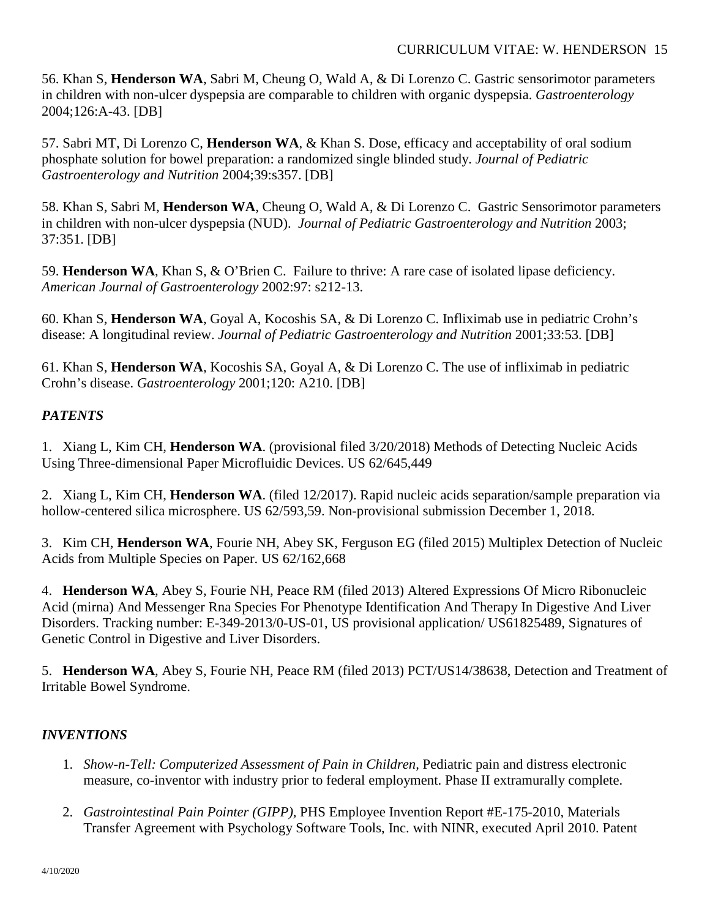56. Khan S, **Henderson WA**, Sabri M, Cheung O, Wald A, & Di Lorenzo C. Gastric sensorimotor parameters in children with non-ulcer dyspepsia are comparable to children with organic dyspepsia. *Gastroenterology* 2004;126:A-43. [DB]

57. Sabri MT, Di Lorenzo C, **Henderson WA**, & Khan S. Dose, efficacy and acceptability of oral sodium phosphate solution for bowel preparation: a randomized single blinded study. *Journal of Pediatric Gastroenterology and Nutrition* 2004;39:s357. [DB]

58. Khan S, Sabri M, **Henderson WA**, Cheung O, Wald A, & Di Lorenzo C. Gastric Sensorimotor parameters in children with non-ulcer dyspepsia (NUD). *Journal of Pediatric Gastroenterology and Nutrition* 2003; 37:351. [DB]

59. **Henderson WA**, Khan S, & O'Brien C. Failure to thrive: A rare case of isolated lipase deficiency. *American Journal of Gastroenterology* 2002:97: s212-13.

60. Khan S, **Henderson WA**, Goyal A, Kocoshis SA, & Di Lorenzo C. Infliximab use in pediatric Crohn's disease: A longitudinal review. *Journal of Pediatric Gastroenterology and Nutrition* 2001;33:53. [DB]

61. Khan S, **Henderson WA**, Kocoshis SA, Goyal A, & Di Lorenzo C. The use of infliximab in pediatric Crohn's disease. *Gastroenterology* 2001;120: A210. [DB]

### *PATENTS*

1. Xiang L, Kim CH, **Henderson WA**. (provisional filed 3/20/2018) Methods of Detecting Nucleic Acids Using Three-dimensional Paper Microfluidic Devices. US 62/645,449

2. Xiang L, Kim CH, **Henderson WA**. (filed 12/2017). Rapid nucleic acids separation/sample preparation via hollow-centered silica microsphere. US 62/593,59. Non-provisional submission December 1, 2018.

3. Kim CH, **Henderson WA**, Fourie NH, Abey SK, Ferguson EG (filed 2015) Multiplex Detection of Nucleic Acids from Multiple Species on Paper. US 62/162,668

4. **Henderson WA**, Abey S, Fourie NH, Peace RM (filed 2013) Altered Expressions Of Micro Ribonucleic Acid (mirna) And Messenger Rna Species For Phenotype Identification And Therapy In Digestive And Liver Disorders. Tracking number: E-349-2013/0-US-01, US provisional application/ US61825489, Signatures of Genetic Control in Digestive and Liver Disorders.

5. **Henderson WA**, Abey S, Fourie NH, Peace RM (filed 2013) PCT/US14/38638, Detection and Treatment of Irritable Bowel Syndrome.

### *INVENTIONS*

1. *Show-n-Tell: Computerized Assessment of Pain in Children,* Pediatric pain and distress electronic measure, co-inventor with industry prior to federal employment. Phase II extramurally complete.

2. *Gastrointestinal Pain Pointer (GIPP),* PHS Employee Invention Report #E-175-2010, Materials Transfer Agreement with Psychology Software Tools, Inc. with NINR, executed April 2010. Patent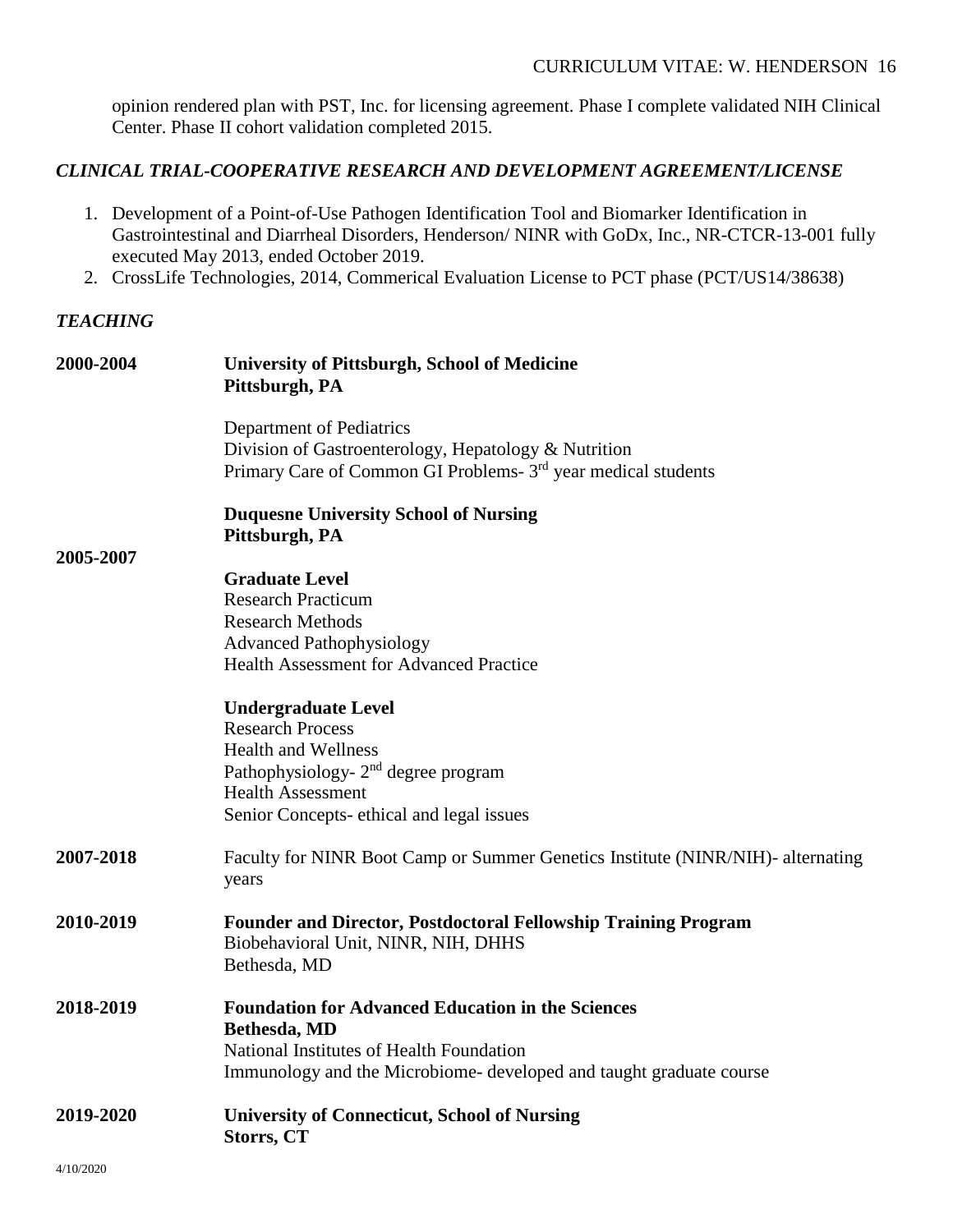opinion rendered plan with PST, Inc. for licensing agreement. Phase I complete validated NIH Clinical Center. Phase II cohort validation completed 2015.

### *CLINICAL TRIAL-COOPERATIVE RESEARCH AND DEVELOPMENT AGREEMENT/LICENSE*

1. Development of a Point-of-Use Pathogen Identification Tool and Biomarker Identification in Gastrointestinal and Diarrheal Disorders, Henderson/ NINR with GoDx, Inc., NR-CTCR-13-001 fully executed May 2013, ended October 2019.
2. CrossLife Technologies, 2014, Commerical Evaluation License to PCT phase (PCT/US14/38638)

### *TEACHING*

**2000-2004** **University of Pittsburgh, School of Medicine**
**Pittsburgh, PA**

Department of Pediatrics
Division of Gastroenterology, Hepatology & Nutrition
Primary Care of Common GI Problems- 3rd year medical students

**2005-2007** **Duquesne University School of Nursing**
**Pittsburgh, PA**

**Graduate Level**
Research Practicum
Research Methods
Advanced Pathophysiology
Health Assessment for Advanced Practice

**Undergraduate Level**
Research Process
Health and Wellness
Pathophysiology- 2nd degree program
Health Assessment
Senior Concepts- ethical and legal issues

**2007-2018** Faculty for NINR Boot Camp or Summer Genetics Institute (NINR/NIH)- alternating years

**2010-2019** **Founder and Director, Postdoctoral Fellowship Training Program**
Biobehavioral Unit, NINR, NIH, DHHS
Bethesda, MD

**2018-2019** **Foundation for Advanced Education in the Sciences**
**Bethesda, MD**
National Institutes of Health Foundation
Immunology and the Microbiome- developed and taught graduate course

**2019-2020** **University of Connecticut, School of Nursing**
**Storrs, CT**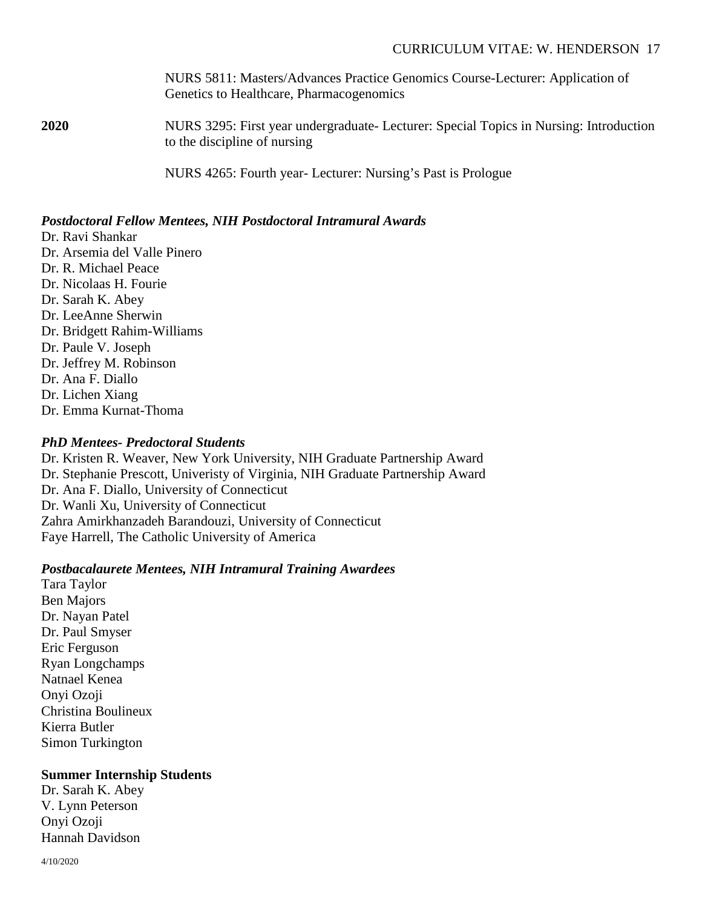NURS 5811: Masters/Advances Practice Genomics Course-Lecturer: Application of Genetics to Healthcare, Pharmacogenomics

**2020** NURS 3295: First year undergraduate- Lecturer: Special Topics in Nursing: Introduction to the discipline of nursing

NURS 4265: Fourth year- Lecturer: Nursing's Past is Prologue

***Postdoctoral Fellow Mentees, NIH Postdoctoral Intramural Awards***

Dr. Ravi Shankar
Dr. Arsemia del Valle Pinero
Dr. R. Michael Peace
Dr. Nicolaas H. Fourie
Dr. Sarah K. Abey
Dr. LeeAnne Sherwin
Dr. Bridgett Rahim-Williams
Dr. Paule V. Joseph
Dr. Jeffrey M. Robinson
Dr. Ana F. Diallo
Dr. Lichen Xiang
Dr. Emma Kurnat-Thoma

***PhD Mentees- Predoctoral Students***

Dr. Kristen R. Weaver, New York University, NIH Graduate Partnership Award
Dr. Stephanie Prescott, Univeristy of Virginia, NIH Graduate Partnership Award
Dr. Ana F. Diallo, University of Connecticut
Dr. Wanli Xu, University of Connecticut
Zahra Amirkhanzadeh Barandouzi, University of Connecticut
Faye Harrell, The Catholic University of America

***Postbacalaurete Mentees, NIH Intramural Training Awardees***

Tara Taylor
Ben Majors
Dr. Nayan Patel
Dr. Paul Smyser
Eric Ferguson
Ryan Longchamps
Natnael Kenea
Onyi Ozoji
Christina Boulineux
Kierra Butler
Simon Turkington

**Summer Internship Students**

Dr. Sarah K. Abey
V. Lynn Peterson
Onyi Ozoji
Hannah Davidson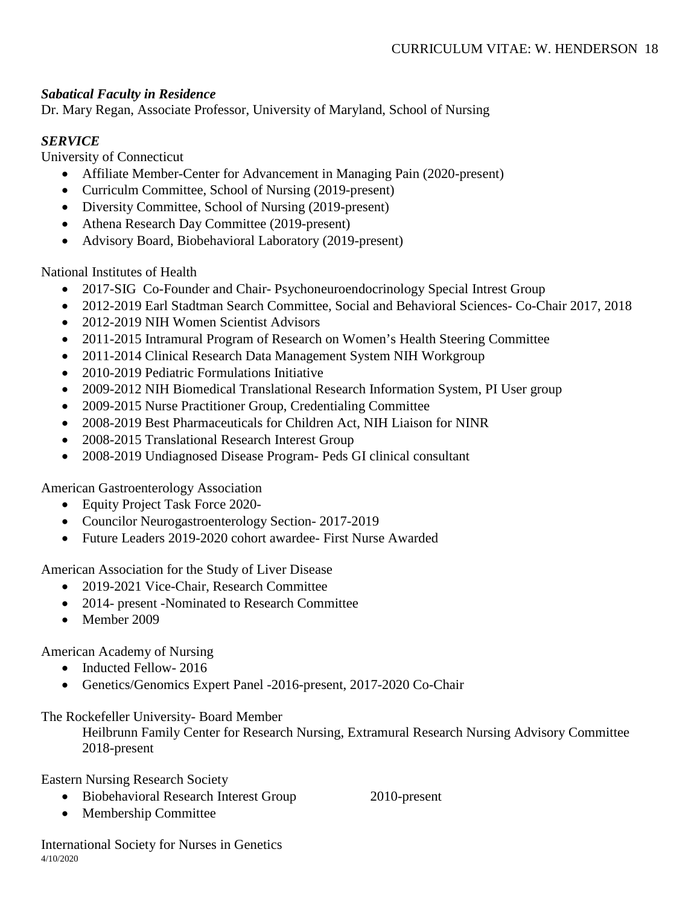***Sabatical Faculty in Residence***

Dr. Mary Regan, Associate Professor, University of Maryland, School of Nursing

***SERVICE***

University of Connecticut

- Affiliate Member-Center for Advancement in Managing Pain (2020-present)
- Curriculm Committee, School of Nursing (2019-present)
- Diversity Committee, School of Nursing (2019-present)
- Athena Research Day Committee (2019-present)
- Advisory Board, Biobehavioral Laboratory (2019-present)

National Institutes of Health

- 2017-SIG Co-Founder and Chair- Psychoneuroendocrinology Special Intrest Group
- 2012-2019 Earl Stadtman Search Committee, Social and Behavioral Sciences- Co-Chair 2017, 2018
- 2012-2019 NIH Women Scientist Advisors
- 2011-2015 Intramural Program of Research on Women's Health Steering Committee
- 2011-2014 Clinical Research Data Management System NIH Workgroup
- 2010-2019 Pediatric Formulations Initiative
- 2009-2012 NIH Biomedical Translational Research Information System, PI User group
- 2009-2015 Nurse Practitioner Group, Credentialing Committee
- 2008-2019 Best Pharmaceuticals for Children Act, NIH Liaison for NINR
- 2008-2015 Translational Research Interest Group
- 2008-2019 Undiagnosed Disease Program- Peds GI clinical consultant

American Gastroenterology Association

- Equity Project Task Force 2020-
- Councilor Neurogastroenterology Section- 2017-2019
- Future Leaders 2019-2020 cohort awardee- First Nurse Awarded

American Association for the Study of Liver Disease

- 2019-2021 Vice-Chair, Research Committee
- 2014- present -Nominated to Research Committee
- Member 2009

American Academy of Nursing

- Inducted Fellow- 2016
- Genetics/Genomics Expert Panel -2016-present, 2017-2020 Co-Chair

The Rockefeller University- Board Member

Heilbrunn Family Center for Research Nursing, Extramural Research Nursing Advisory Committee 2018-present

Eastern Nursing Research Society

- Biobehavioral Research Interest Group 2010-present
- Membership Committee

International Society for Nurses in Genetics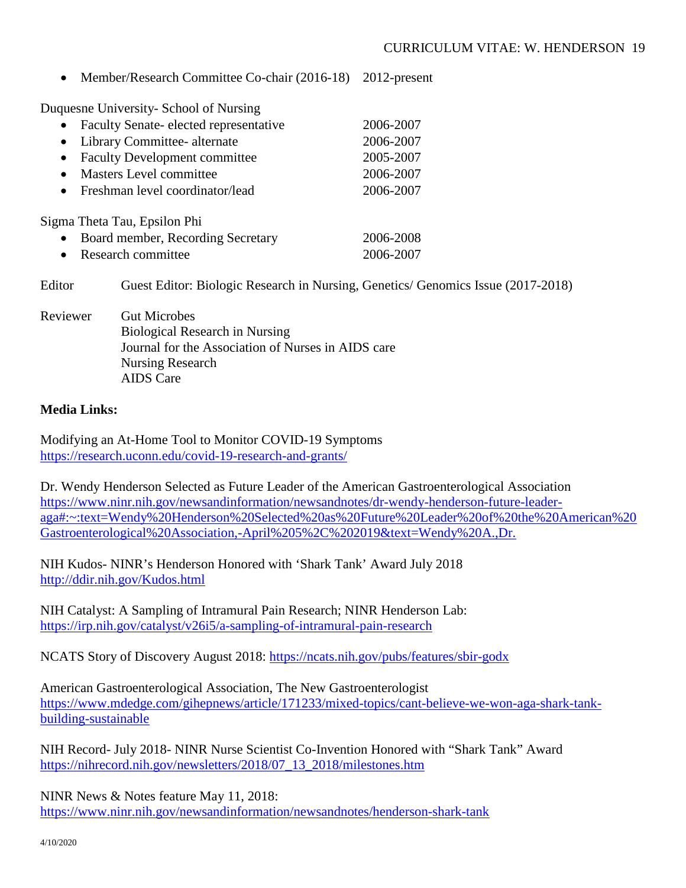- Member/Research Committee Co-chair (2016-18) 2012-present

Duquesne University- School of Nursing

- Faculty Senate- elected representative 2006-2007
- Library Committee- alternate 2006-2007
- Faculty Development committee 2005-2007
- Masters Level committee 2006-2007
- Freshman level coordinator/lead 2006-2007

Sigma Theta Tau, Epsilon Phi

- Board member, Recording Secretary 2006-2008
- Research committee 2006-2007

Editor Guest Editor: Biologic Research in Nursing, Genetics/ Genomics Issue (2017-2018)

Reviewer Gut Microbes
Biological Research in Nursing
Journal for the Association of Nurses in AIDS care
Nursing Research
AIDS Care

**Media Links:**

Modifying an At-Home Tool to Monitor COVID-19 Symptoms
https://research.uconn.edu/covid-19-research-and-grants/

Dr. Wendy Henderson Selected as Future Leader of the American Gastroenterological Association
https://www.ninr.nih.gov/newsandinformation/newsandnotes/dr-wendy-henderson-future-leader-aga#:~:text=Wendy%20Henderson%20Selected%20as%20Future%20Leader%20of%20the%20American%20Gastroenterological%20Association,-April%205%2C%202019&text=Wendy%20A.,Dr.

NIH Kudos- NINR's Henderson Honored with 'Shark Tank' Award July 2018
http://ddir.nih.gov/Kudos.html

NIH Catalyst: A Sampling of Intramural Pain Research; NINR Henderson Lab:
https://irp.nih.gov/catalyst/v26i5/a-sampling-of-intramural-pain-research

NCATS Story of Discovery August 2018: https://ncats.nih.gov/pubs/features/sbir-godx

American Gastroenterological Association, The New Gastroenterologist
https://www.mdedge.com/gihepnews/article/171233/mixed-topics/cant-believe-we-won-aga-shark-tank-building-sustainable

NIH Record- July 2018- NINR Nurse Scientist Co-Invention Honored with "Shark Tank" Award
https://nihrecord.nih.gov/newsletters/2018/07_13_2018/milestones.htm

NINR News & Notes feature May 11, 2018:
https://www.ninr.nih.gov/newsandinformation/newsandnotes/henderson-shark-tank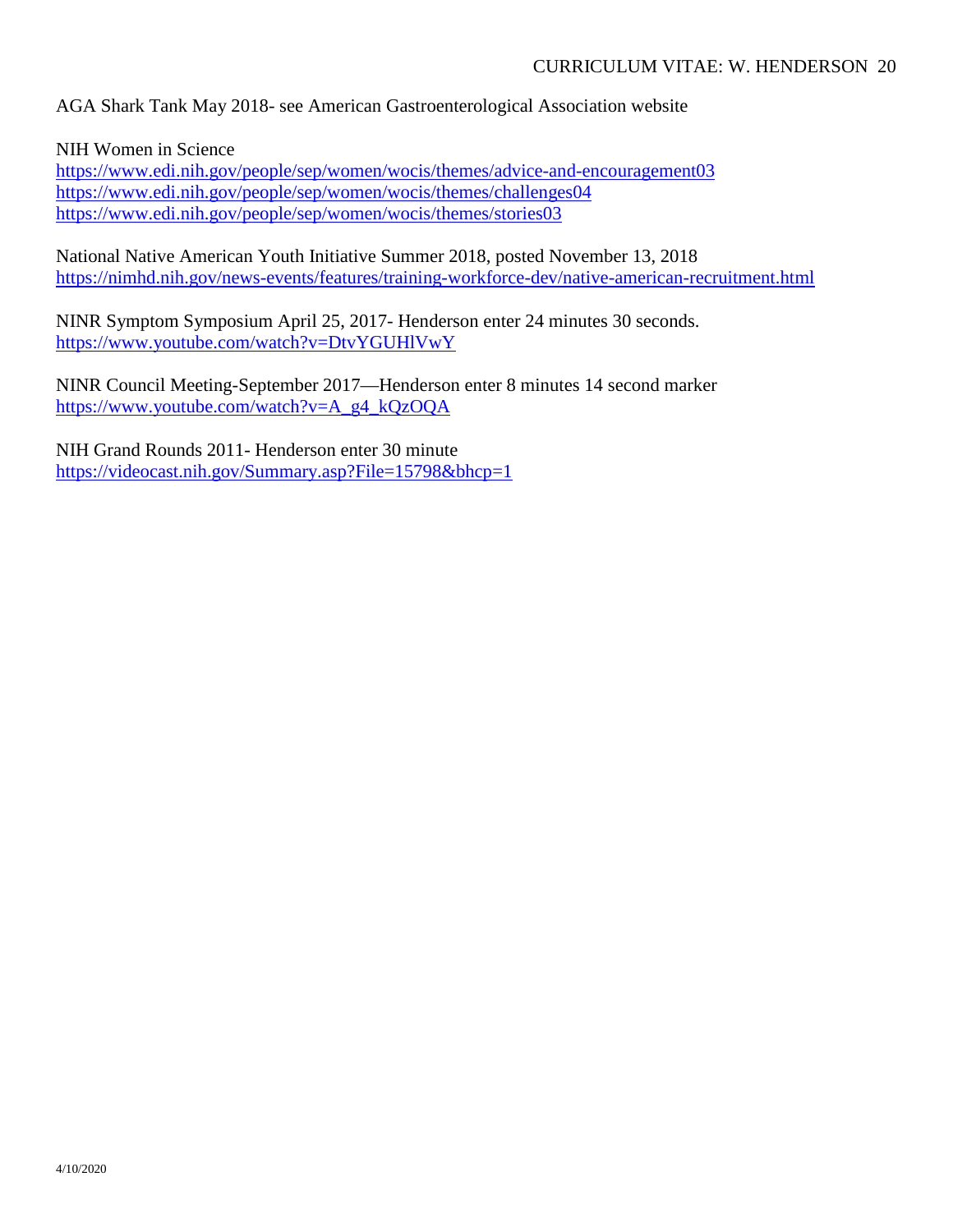AGA Shark Tank May 2018- see American Gastroenterological Association website

NIH Women in Science
https://www.edi.nih.gov/people/sep/women/wocis/themes/advice-and-encouragement03
https://www.edi.nih.gov/people/sep/women/wocis/themes/challenges04
https://www.edi.nih.gov/people/sep/women/wocis/themes/stories03

National Native American Youth Initiative Summer 2018, posted November 13, 2018
https://nimhd.nih.gov/news-events/features/training-workforce-dev/native-american-recruitment.html

NINR Symptom Symposium April 25, 2017- Henderson enter 24 minutes 30 seconds.
https://www.youtube.com/watch?v=DtvYGUHlVwY

NINR Council Meeting-September 2017—Henderson enter 8 minutes 14 second marker
https://www.youtube.com/watch?v=A_g4_kQzOQA

NIH Grand Rounds 2011- Henderson enter 30 minute
https://videocast.nih.gov/Summary.asp?File=15798&bhcp=1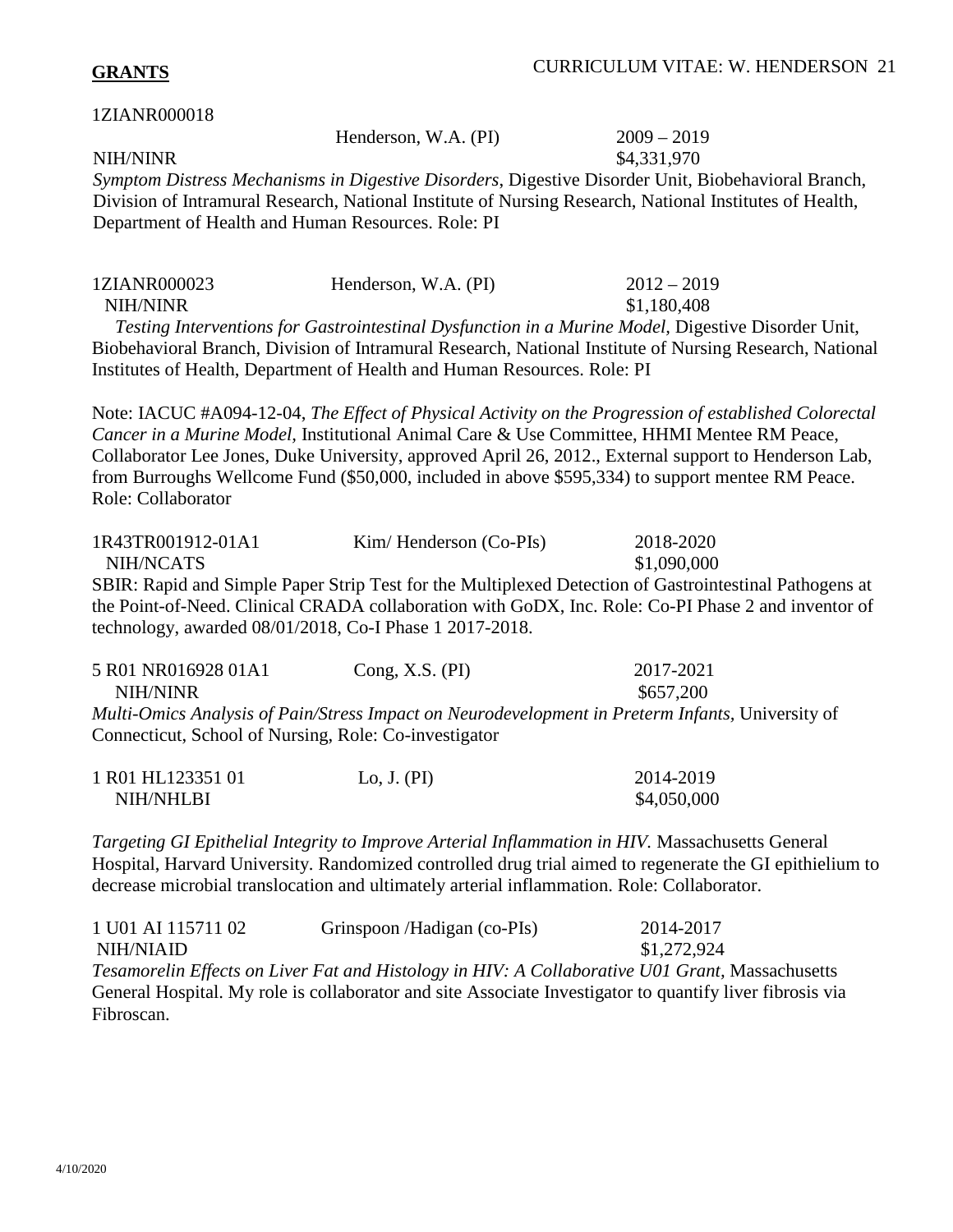## GRANTS

1ZIANR000018 | Henderson, W.A. (PI) | 2009 – 2019
NIH/NINR | | $4,331,970

*Symptom Distress Mechanisms in Digestive Disorders*, Digestive Disorder Unit, Biobehavioral Branch, Division of Intramural Research, National Institute of Nursing Research, National Institutes of Health, Department of Health and Human Resources. Role: PI

1ZIANR000023 | Henderson, W.A. (PI) | 2012 – 2019
NIH/NINR | | $1,180,408

*Testing Interventions for Gastrointestinal Dysfunction in a Murine Model*, Digestive Disorder Unit, Biobehavioral Branch, Division of Intramural Research, National Institute of Nursing Research, National Institutes of Health, Department of Health and Human Resources. Role: PI

Note: IACUC #A094-12-04, *The Effect of Physical Activity on the Progression of established Colorectal Cancer in a Murine Model*, Institutional Animal Care & Use Committee, HHMI Mentee RM Peace, Collaborator Lee Jones, Duke University, approved April 26, 2012., External support to Henderson Lab, from Burroughs Wellcome Fund ($50,000, included in above $595,334) to support mentee RM Peace. Role: Collaborator

1R43TR001912-01A1 | Kim/ Henderson (Co-PIs) | 2018-2020
NIH/NCATS | | $1,090,000

SBIR: Rapid and Simple Paper Strip Test for the Multiplexed Detection of Gastrointestinal Pathogens at the Point-of-Need. Clinical CRADA collaboration with GoDX, Inc. Role: Co-PI Phase 2 and inventor of technology, awarded 08/01/2018, Co-I Phase 1 2017-2018.

5 R01 NR016928 01A1 | Cong, X.S. (PI) | 2017-2021
NIH/NINR | | $657,200

*Multi-Omics Analysis of Pain/Stress Impact on Neurodevelopment in Preterm Infants*, University of Connecticut, School of Nursing, Role: Co-investigator

1 R01 HL123351 01 | Lo, J. (PI) | 2014-2019
NIH/NHLBI | | $4,050,000

*Targeting GI Epithelial Integrity to Improve Arterial Inflammation in HIV.* Massachusetts General Hospital, Harvard University. Randomized controlled drug trial aimed to regenerate the GI epithielium to decrease microbial translocation and ultimately arterial inflammation. Role: Collaborator.

1 U01 AI 115711 02 | Grinspoon /Hadigan (co-PIs) | 2014-2017
NIH/NIAID | | $1,272,924

*Tesamorelin Effects on Liver Fat and Histology in HIV: A Collaborative U01 Grant*, Massachusetts General Hospital. My role is collaborator and site Associate Investigator to quantify liver fibrosis via Fibroscan.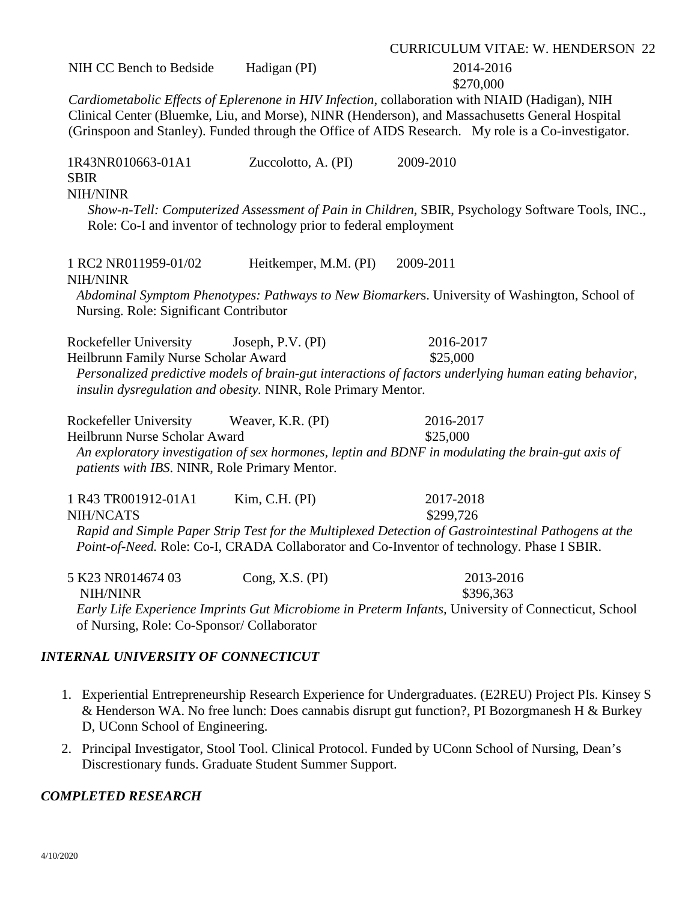NIH CC Bench to Bedside Hadigan (PI) 2014-2016
$270,000

*Cardiometabolic Effects of Eplerenone in HIV Infection*, collaboration with NIAID (Hadigan), NIH Clinical Center (Bluemke, Liu, and Morse), NINR (Henderson), and Massachusetts General Hospital (Grinspoon and Stanley). Funded through the Office of AIDS Research. My role is a Co-investigator.

1R43NR010663-01A1 Zuccolotto, A. (PI) 2009-2010
SBIR
NIH/NINR

*Show-n-Tell: Computerized Assessment of Pain in Children,* SBIR, Psychology Software Tools, INC., Role: Co-I and inventor of technology prior to federal employment

1 RC2 NR011959-01/02 Heitkemper, M.M. (PI) 2009-2011
NIH/NINR

*Abdominal Symptom Phenotypes: Pathways to New Biomarker*s. University of Washington, School of Nursing. Role: Significant Contributor

Rockefeller University Joseph, P.V. (PI) 2016-2017
Heilbrunn Family Nurse Scholar Award $25,000

*Personalized predictive models of brain-gut interactions of factors underlying human eating behavior, insulin dysregulation and obesity.* NINR, Role Primary Mentor.

Rockefeller University Weaver, K.R. (PI) 2016-2017
Heilbrunn Nurse Scholar Award $25,000

*An exploratory investigation of sex hormones, leptin and BDNF in modulating the brain-gut axis of patients with IBS.* NINR, Role Primary Mentor.

1 R43 TR001912-01A1 Kim, C.H. (PI) 2017-2018
NIH/NCATS $299,726

*Rapid and Simple Paper Strip Test for the Multiplexed Detection of Gastrointestinal Pathogens at the Point-of-Need.* Role: Co-I, CRADA Collaborator and Co-Inventor of technology. Phase I SBIR.

5 K23 NR014674 03 Cong, X.S. (PI) 2013-2016
NIH/NINR $396,363

*Early Life Experience Imprints Gut Microbiome in Preterm Infants,* University of Connecticut, School of Nursing, Role: Co-Sponsor/ Collaborator

## *INTERNAL UNIVERSITY OF CONNECTICUT*

1. Experiential Entrepreneurship Research Experience for Undergraduates. (E2REU) Project PIs. Kinsey S & Henderson WA. No free lunch: Does cannabis disrupt gut function?, PI Bozorgmanesh H & Burkey D, UConn School of Engineering.
2. Principal Investigator, Stool Tool. Clinical Protocol. Funded by UConn School of Nursing, Dean's Discretionary funds. Graduate Student Summer Support.

## *COMPLETED RESEARCH*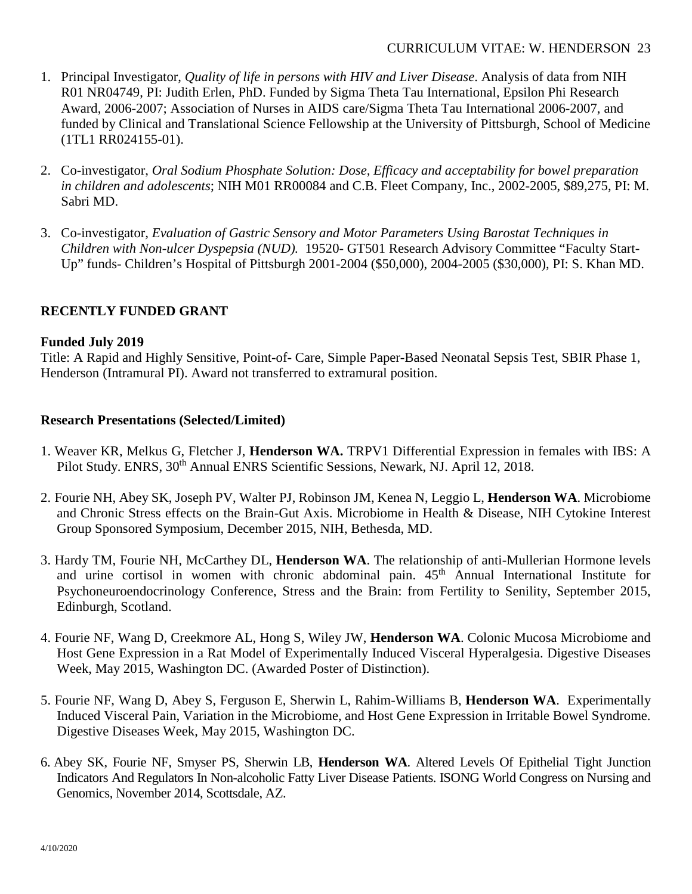1. Principal Investigator, *Quality of life in persons with HIV and Liver Disease*. Analysis of data from NIH R01 NR04749, PI: Judith Erlen, PhD. Funded by Sigma Theta Tau International, Epsilon Phi Research Award, 2006-2007; Association of Nurses in AIDS care/Sigma Theta Tau International 2006-2007, and funded by Clinical and Translational Science Fellowship at the University of Pittsburgh, School of Medicine (1TL1 RR024155-01).

2. Co-investigator, *Oral Sodium Phosphate Solution: Dose, Efficacy and acceptability for bowel preparation in children and adolescents*; NIH M01 RR00084 and C.B. Fleet Company, Inc., 2002-2005, $89,275, PI: M. Sabri MD.

3. Co-investigator, *Evaluation of Gastric Sensory and Motor Parameters Using Barostat Techniques in Children with Non-ulcer Dyspepsia (NUD).* 19520- GT501 Research Advisory Committee "Faculty Start-Up" funds- Children's Hospital of Pittsburgh 2001-2004 ($50,000), 2004-2005 ($30,000), PI: S. Khan MD.

## RECENTLY FUNDED GRANT

**Funded July 2019**

Title: A Rapid and Highly Sensitive, Point-of- Care, Simple Paper-Based Neonatal Sepsis Test, SBIR Phase 1, Henderson (Intramural PI). Award not transferred to extramural position.

## Research Presentations (Selected/Limited)

1. Weaver KR, Melkus G, Fletcher J, **Henderson WA.** TRPV1 Differential Expression in females with IBS: A Pilot Study. ENRS, 30th Annual ENRS Scientific Sessions, Newark, NJ. April 12, 2018.

2. Fourie NH, Abey SK, Joseph PV, Walter PJ, Robinson JM, Kenea N, Leggio L, **Henderson WA**. Microbiome and Chronic Stress effects on the Brain-Gut Axis. Microbiome in Health & Disease, NIH Cytokine Interest Group Sponsored Symposium, December 2015, NIH, Bethesda, MD.

3. Hardy TM, Fourie NH, McCarthey DL, **Henderson WA**. The relationship of anti-Mullerian Hormone levels and urine cortisol in women with chronic abdominal pain. 45th Annual International Institute for Psychoneuroendocrinology Conference, Stress and the Brain: from Fertility to Senility, September 2015, Edinburgh, Scotland.

4. Fourie NF, Wang D, Creekmore AL, Hong S, Wiley JW, **Henderson WA**. Colonic Mucosa Microbiome and Host Gene Expression in a Rat Model of Experimentally Induced Visceral Hyperalgesia. Digestive Diseases Week, May 2015, Washington DC. (Awarded Poster of Distinction).

5. Fourie NF, Wang D, Abey S, Ferguson E, Sherwin L, Rahim-Williams B, **Henderson WA**. Experimentally Induced Visceral Pain, Variation in the Microbiome, and Host Gene Expression in Irritable Bowel Syndrome. Digestive Diseases Week, May 2015, Washington DC.

6. Abey SK, Fourie NF, Smyser PS, Sherwin LB, **Henderson WA**. Altered Levels Of Epithelial Tight Junction Indicators And Regulators In Non-alcoholic Fatty Liver Disease Patients. ISONG World Congress on Nursing and Genomics, November 2014, Scottsdale, AZ.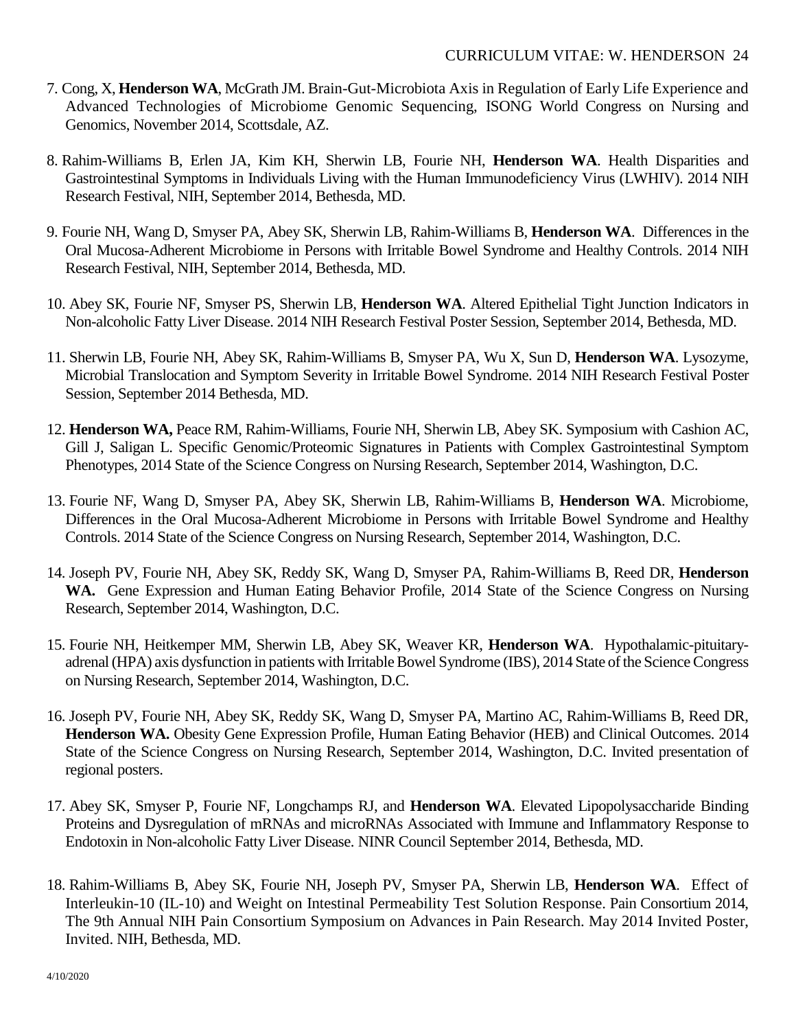7. Cong, X, **Henderson WA**, McGrath JM. Brain-Gut-Microbiota Axis in Regulation of Early Life Experience and Advanced Technologies of Microbiome Genomic Sequencing, ISONG World Congress on Nursing and Genomics, November 2014, Scottsdale, AZ.

8. Rahim-Williams B, Erlen JA, Kim KH, Sherwin LB, Fourie NH, **Henderson WA**. Health Disparities and Gastrointestinal Symptoms in Individuals Living with the Human Immunodeficiency Virus (LWHIV). 2014 NIH Research Festival, NIH, September 2014, Bethesda, MD.

9. Fourie NH, Wang D, Smyser PA, Abey SK, Sherwin LB, Rahim-Williams B, **Henderson WA**. Differences in the Oral Mucosa-Adherent Microbiome in Persons with Irritable Bowel Syndrome and Healthy Controls. 2014 NIH Research Festival, NIH, September 2014, Bethesda, MD.

10. Abey SK, Fourie NF, Smyser PS, Sherwin LB, **Henderson WA**. Altered Epithelial Tight Junction Indicators in Non-alcoholic Fatty Liver Disease. 2014 NIH Research Festival Poster Session, September 2014, Bethesda, MD.

11. Sherwin LB, Fourie NH, Abey SK, Rahim-Williams B, Smyser PA, Wu X, Sun D, **Henderson WA**. Lysozyme, Microbial Translocation and Symptom Severity in Irritable Bowel Syndrome. 2014 NIH Research Festival Poster Session, September 2014 Bethesda, MD.

12. **Henderson WA,** Peace RM, Rahim-Williams, Fourie NH, Sherwin LB, Abey SK. Symposium with Cashion AC, Gill J, Saligan L. Specific Genomic/Proteomic Signatures in Patients with Complex Gastrointestinal Symptom Phenotypes, 2014 State of the Science Congress on Nursing Research, September 2014, Washington, D.C.

13. Fourie NF, Wang D, Smyser PA, Abey SK, Sherwin LB, Rahim-Williams B, **Henderson WA**. Microbiome, Differences in the Oral Mucosa-Adherent Microbiome in Persons with Irritable Bowel Syndrome and Healthy Controls. 2014 State of the Science Congress on Nursing Research, September 2014, Washington, D.C.

14. Joseph PV, Fourie NH, Abey SK, Reddy SK, Wang D, Smyser PA, Rahim-Williams B, Reed DR, **Henderson WA.** Gene Expression and Human Eating Behavior Profile, 2014 State of the Science Congress on Nursing Research, September 2014, Washington, D.C.

15. Fourie NH, Heitkemper MM, Sherwin LB, Abey SK, Weaver KR, **Henderson WA**. Hypothalamic-pituitary-adrenal (HPA) axis dysfunction in patients with Irritable Bowel Syndrome (IBS), 2014 State of the Science Congress on Nursing Research, September 2014, Washington, D.C.

16. Joseph PV, Fourie NH, Abey SK, Reddy SK, Wang D, Smyser PA, Martino AC, Rahim-Williams B, Reed DR, **Henderson WA.** Obesity Gene Expression Profile, Human Eating Behavior (HEB) and Clinical Outcomes. 2014 State of the Science Congress on Nursing Research, September 2014, Washington, D.C. Invited presentation of regional posters.

17. Abey SK, Smyser P, Fourie NF, Longchamps RJ, and **Henderson WA**. Elevated Lipopolysaccharide Binding Proteins and Dysregulation of mRNAs and microRNAs Associated with Immune and Inflammatory Response to Endotoxin in Non-alcoholic Fatty Liver Disease. NINR Council September 2014, Bethesda, MD.

18. Rahim-Williams B, Abey SK, Fourie NH, Joseph PV, Smyser PA, Sherwin LB, **Henderson WA**. Effect of Interleukin-10 (IL-10) and Weight on Intestinal Permeability Test Solution Response. Pain Consortium 2014, The 9th Annual NIH Pain Consortium Symposium on Advances in Pain Research. May 2014 Invited Poster, Invited. NIH, Bethesda, MD.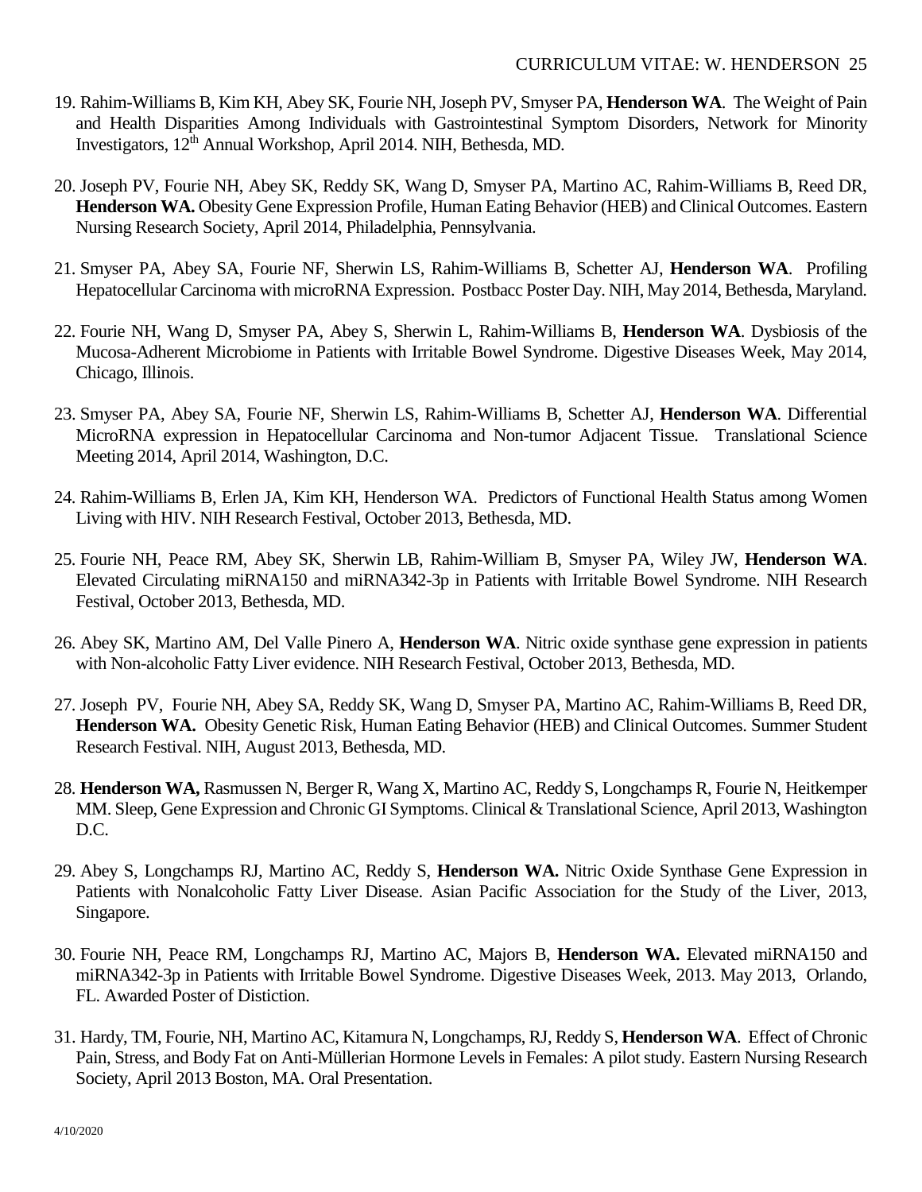19. Rahim-Williams B, Kim KH, Abey SK, Fourie NH, Joseph PV, Smyser PA, **Henderson WA**. The Weight of Pain and Health Disparities Among Individuals with Gastrointestinal Symptom Disorders, Network for Minority Investigators, 12th Annual Workshop, April 2014. NIH, Bethesda, MD.

20. Joseph PV, Fourie NH, Abey SK, Reddy SK, Wang D, Smyser PA, Martino AC, Rahim-Williams B, Reed DR, **Henderson WA.** Obesity Gene Expression Profile, Human Eating Behavior (HEB) and Clinical Outcomes. Eastern Nursing Research Society, April 2014, Philadelphia, Pennsylvania.

21. Smyser PA, Abey SA, Fourie NF, Sherwin LS, Rahim-Williams B, Schetter AJ, **Henderson WA**. Profiling Hepatocellular Carcinoma with microRNA Expression. Postbacc Poster Day. NIH, May 2014, Bethesda, Maryland.

22. Fourie NH, Wang D, Smyser PA, Abey S, Sherwin L, Rahim-Williams B, **Henderson WA**. Dysbiosis of the Mucosa-Adherent Microbiome in Patients with Irritable Bowel Syndrome. Digestive Diseases Week, May 2014, Chicago, Illinois.

23. Smyser PA, Abey SA, Fourie NF, Sherwin LS, Rahim-Williams B, Schetter AJ, **Henderson WA**. Differential MicroRNA expression in Hepatocellular Carcinoma and Non-tumor Adjacent Tissue. Translational Science Meeting 2014, April 2014, Washington, D.C.

24. Rahim-Williams B, Erlen JA, Kim KH, Henderson WA. Predictors of Functional Health Status among Women Living with HIV. NIH Research Festival, October 2013, Bethesda, MD.

25. Fourie NH, Peace RM, Abey SK, Sherwin LB, Rahim-William B, Smyser PA, Wiley JW, **Henderson WA**. Elevated Circulating miRNA150 and miRNA342-3p in Patients with Irritable Bowel Syndrome. NIH Research Festival, October 2013, Bethesda, MD.

26. Abey SK, Martino AM, Del Valle Pinero A, **Henderson WA**. Nitric oxide synthase gene expression in patients with Non-alcoholic Fatty Liver evidence. NIH Research Festival, October 2013, Bethesda, MD.

27. Joseph PV, Fourie NH, Abey SA, Reddy SK, Wang D, Smyser PA, Martino AC, Rahim-Williams B, Reed DR, **Henderson WA.** Obesity Genetic Risk, Human Eating Behavior (HEB) and Clinical Outcomes. Summer Student Research Festival. NIH, August 2013, Bethesda, MD.

28. **Henderson WA,** Rasmussen N, Berger R, Wang X, Martino AC, Reddy S, Longchamps R, Fourie N, Heitkemper MM. Sleep, Gene Expression and Chronic GI Symptoms. Clinical & Translational Science, April 2013, Washington D.C.

29. Abey S, Longchamps RJ, Martino AC, Reddy S, **Henderson WA.** Nitric Oxide Synthase Gene Expression in Patients with Nonalcoholic Fatty Liver Disease. Asian Pacific Association for the Study of the Liver, 2013, Singapore.

30. Fourie NH, Peace RM, Longchamps RJ, Martino AC, Majors B, **Henderson WA.** Elevated miRNA150 and miRNA342-3p in Patients with Irritable Bowel Syndrome. Digestive Diseases Week, 2013. May 2013, Orlando, FL. Awarded Poster of Distiction.

31. Hardy, TM, Fourie, NH, Martino AC, Kitamura N, Longchamps, RJ, Reddy S, **Henderson WA**. Effect of Chronic Pain, Stress, and Body Fat on Anti-Müllerian Hormone Levels in Females: A pilot study. Eastern Nursing Research Society, April 2013 Boston, MA. Oral Presentation.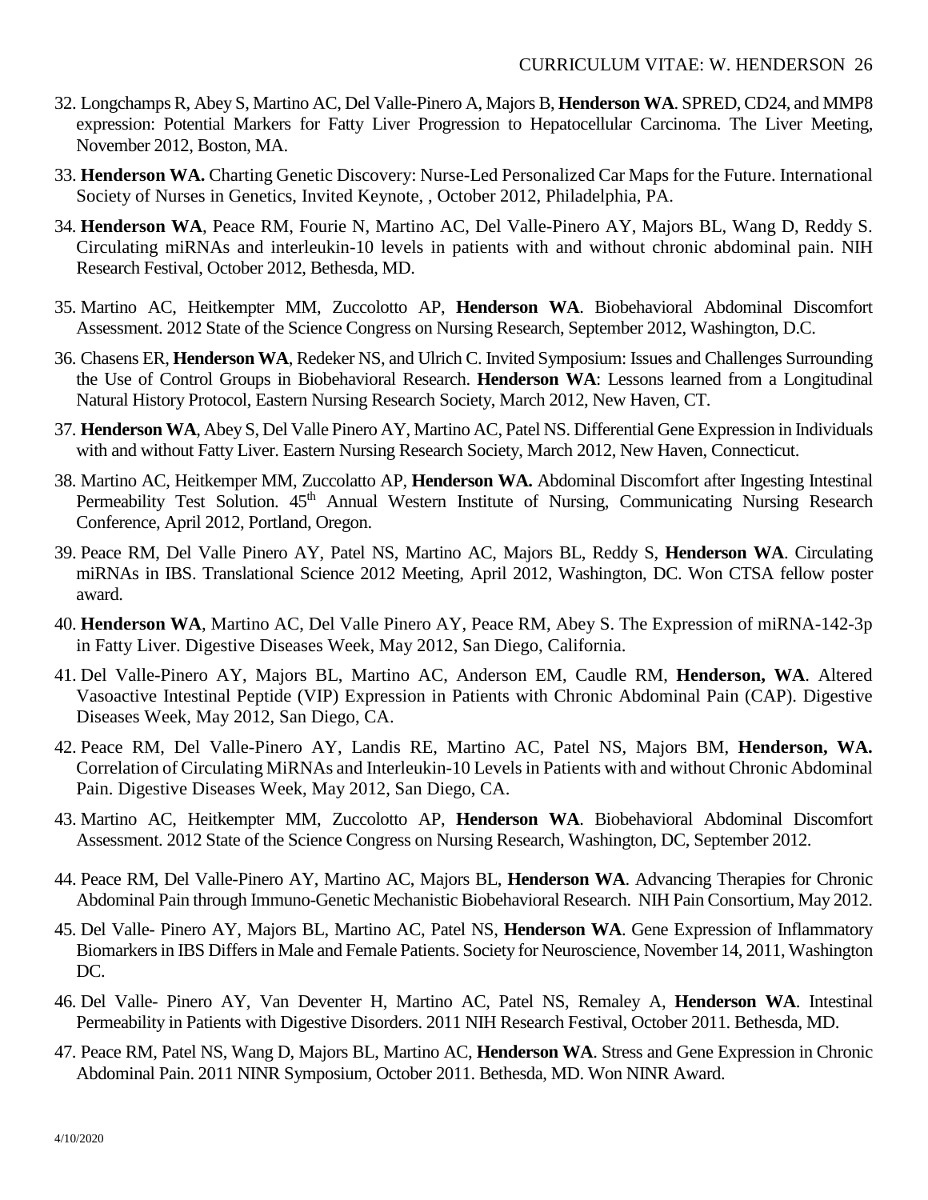32. Longchamps R, Abey S, Martino AC, Del Valle-Pinero A, Majors B, **Henderson WA**. SPRED, CD24, and MMP8 expression: Potential Markers for Fatty Liver Progression to Hepatocellular Carcinoma. The Liver Meeting, November 2012, Boston, MA.

33. **Henderson WA.** Charting Genetic Discovery: Nurse-Led Personalized Car Maps for the Future. International Society of Nurses in Genetics, Invited Keynote, , October 2012, Philadelphia, PA.

34. **Henderson WA**, Peace RM, Fourie N, Martino AC, Del Valle-Pinero AY, Majors BL, Wang D, Reddy S. Circulating miRNAs and interleukin-10 levels in patients with and without chronic abdominal pain. NIH Research Festival, October 2012, Bethesda, MD.

35. Martino AC, Heitkempter MM, Zuccolotto AP, **Henderson WA**. Biobehavioral Abdominal Discomfort Assessment. 2012 State of the Science Congress on Nursing Research, September 2012, Washington, D.C.

36. Chasens ER, **Henderson WA**, Redeker NS, and Ulrich C. Invited Symposium: Issues and Challenges Surrounding the Use of Control Groups in Biobehavioral Research. **Henderson WA**: Lessons learned from a Longitudinal Natural History Protocol, Eastern Nursing Research Society, March 2012, New Haven, CT.

37. **Henderson WA**, Abey S, Del Valle Pinero AY, Martino AC, Patel NS. Differential Gene Expression in Individuals with and without Fatty Liver. Eastern Nursing Research Society, March 2012, New Haven, Connecticut.

38. Martino AC, Heitkemper MM, Zuccolatto AP, **Henderson WA.** Abdominal Discomfort after Ingesting Intestinal Permeability Test Solution. 45th Annual Western Institute of Nursing, Communicating Nursing Research Conference, April 2012, Portland, Oregon.

39. Peace RM, Del Valle Pinero AY, Patel NS, Martino AC, Majors BL, Reddy S, **Henderson WA**. Circulating miRNAs in IBS. Translational Science 2012 Meeting, April 2012, Washington, DC. Won CTSA fellow poster award.

40. **Henderson WA**, Martino AC, Del Valle Pinero AY, Peace RM, Abey S. The Expression of miRNA-142-3p in Fatty Liver. Digestive Diseases Week, May 2012, San Diego, California.

41. Del Valle-Pinero AY, Majors BL, Martino AC, Anderson EM, Caudle RM, **Henderson, WA**. Altered Vasoactive Intestinal Peptide (VIP) Expression in Patients with Chronic Abdominal Pain (CAP). Digestive Diseases Week, May 2012, San Diego, CA.

42. Peace RM, Del Valle-Pinero AY, Landis RE, Martino AC, Patel NS, Majors BM, **Henderson, WA.** Correlation of Circulating MiRNAs and Interleukin-10 Levels in Patients with and without Chronic Abdominal Pain. Digestive Diseases Week, May 2012, San Diego, CA.

43. Martino AC, Heitkempter MM, Zuccolotto AP, **Henderson WA**. Biobehavioral Abdominal Discomfort Assessment. 2012 State of the Science Congress on Nursing Research, Washington, DC, September 2012.

44. Peace RM, Del Valle-Pinero AY, Martino AC, Majors BL, **Henderson WA**. Advancing Therapies for Chronic Abdominal Pain through Immuno-Genetic Mechanistic Biobehavioral Research. NIH Pain Consortium, May 2012.

45. Del Valle- Pinero AY, Majors BL, Martino AC, Patel NS, **Henderson WA**. Gene Expression of Inflammatory Biomarkers in IBS Differs in Male and Female Patients. Society for Neuroscience, November 14, 2011, Washington DC.

46. Del Valle- Pinero AY, Van Deventer H, Martino AC, Patel NS, Remaley A, **Henderson WA**. Intestinal Permeability in Patients with Digestive Disorders. 2011 NIH Research Festival, October 2011. Bethesda, MD.

47. Peace RM, Patel NS, Wang D, Majors BL, Martino AC, **Henderson WA**. Stress and Gene Expression in Chronic Abdominal Pain. 2011 NINR Symposium, October 2011. Bethesda, MD. Won NINR Award.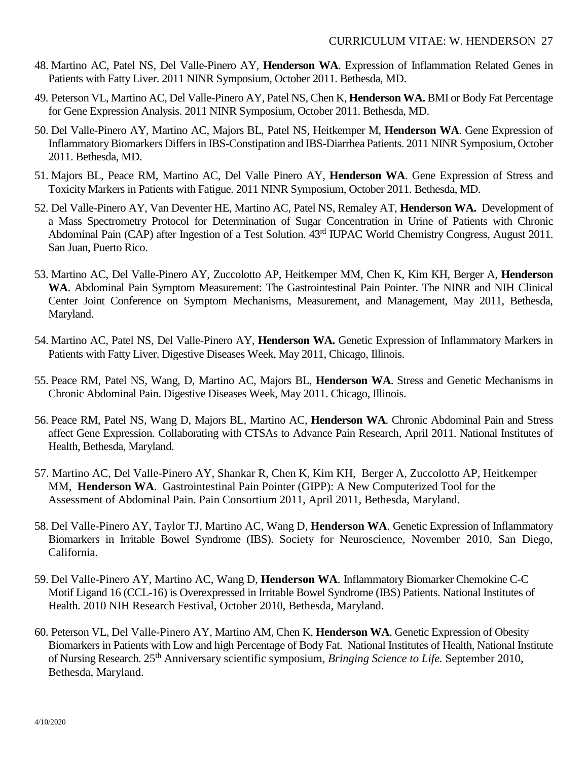48. Martino AC, Patel NS, Del Valle-Pinero AY, **Henderson WA**. Expression of Inflammation Related Genes in Patients with Fatty Liver. 2011 NINR Symposium, October 2011. Bethesda, MD.

49. Peterson VL, Martino AC, Del Valle-Pinero AY, Patel NS, Chen K, **Henderson WA.** BMI or Body Fat Percentage for Gene Expression Analysis. 2011 NINR Symposium, October 2011. Bethesda, MD.

50. Del Valle-Pinero AY, Martino AC, Majors BL, Patel NS, Heitkemper M, **Henderson WA**. Gene Expression of Inflammatory Biomarkers Differs in IBS-Constipation and IBS-Diarrhea Patients. 2011 NINR Symposium, October 2011. Bethesda, MD.

51. Majors BL, Peace RM, Martino AC, Del Valle Pinero AY, **Henderson WA**. Gene Expression of Stress and Toxicity Markers in Patients with Fatigue. 2011 NINR Symposium, October 2011. Bethesda, MD.

52. Del Valle-Pinero AY, Van Deventer HE, Martino AC, Patel NS, Remaley AT, **Henderson WA.** Development of a Mass Spectrometry Protocol for Determination of Sugar Concentration in Urine of Patients with Chronic Abdominal Pain (CAP) after Ingestion of a Test Solution. 43rd IUPAC World Chemistry Congress, August 2011. San Juan, Puerto Rico.

53. Martino AC, Del Valle-Pinero AY, Zuccolotto AP, Heitkemper MM, Chen K, Kim KH, Berger A, **Henderson WA**. Abdominal Pain Symptom Measurement: The Gastrointestinal Pain Pointer. The NINR and NIH Clinical Center Joint Conference on Symptom Mechanisms, Measurement, and Management, May 2011, Bethesda, Maryland.

54. Martino AC, Patel NS, Del Valle-Pinero AY, **Henderson WA.** Genetic Expression of Inflammatory Markers in Patients with Fatty Liver. Digestive Diseases Week, May 2011, Chicago, Illinois.

55. Peace RM, Patel NS, Wang, D, Martino AC, Majors BL, **Henderson WA**. Stress and Genetic Mechanisms in Chronic Abdominal Pain. Digestive Diseases Week, May 2011. Chicago, Illinois.

56. Peace RM, Patel NS, Wang D, Majors BL, Martino AC, **Henderson WA**. Chronic Abdominal Pain and Stress affect Gene Expression. Collaborating with CTSAs to Advance Pain Research, April 2011. National Institutes of Health, Bethesda, Maryland.

57. Martino AC, Del Valle-Pinero AY, Shankar R, Chen K, Kim KH, Berger A, Zuccolotto AP, Heitkemper MM, **Henderson WA**. Gastrointestinal Pain Pointer (GIPP): A New Computerized Tool for the Assessment of Abdominal Pain. Pain Consortium 2011, April 2011, Bethesda, Maryland.

58. Del Valle-Pinero AY, Taylor TJ, Martino AC, Wang D, **Henderson WA**. Genetic Expression of Inflammatory Biomarkers in Irritable Bowel Syndrome (IBS). Society for Neuroscience, November 2010, San Diego, California.

59. Del Valle-Pinero AY, Martino AC, Wang D, **Henderson WA**. Inflammatory Biomarker Chemokine C-C Motif Ligand 16 (CCL-16) is Overexpressed in Irritable Bowel Syndrome (IBS) Patients. National Institutes of Health. 2010 NIH Research Festival, October 2010, Bethesda, Maryland.

60. Peterson VL, Del Valle-Pinero AY, Martino AM, Chen K, **Henderson WA**. Genetic Expression of Obesity Biomarkers in Patients with Low and high Percentage of Body Fat. National Institutes of Health, National Institute of Nursing Research. 25th Anniversary scientific symposium, *Bringing Science to Life.* September 2010, Bethesda, Maryland.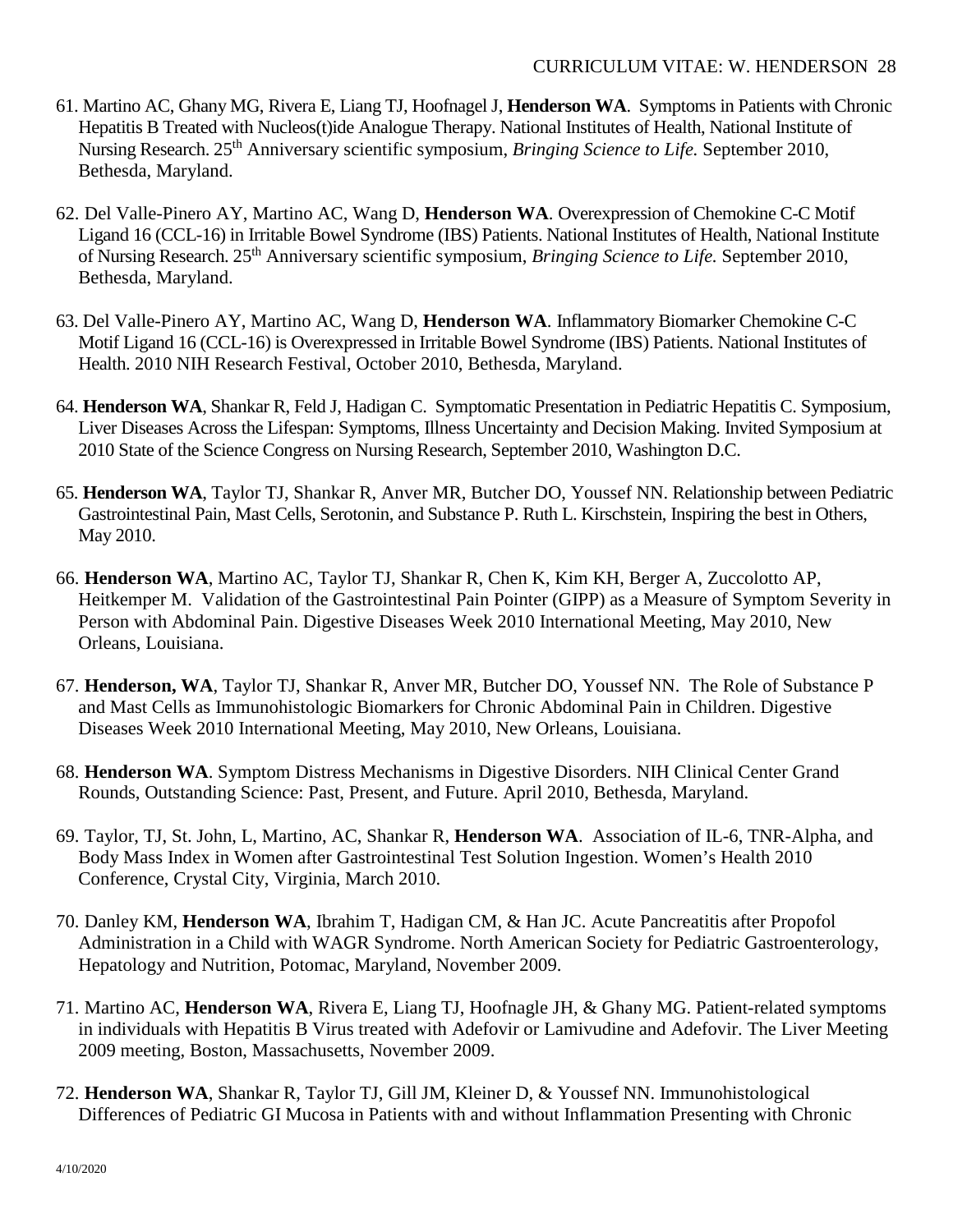61. Martino AC, Ghany MG, Rivera E, Liang TJ, Hoofnagel J, **Henderson WA**. Symptoms in Patients with Chronic Hepatitis B Treated with Nucleos(t)ide Analogue Therapy. National Institutes of Health, National Institute of Nursing Research. 25th Anniversary scientific symposium, *Bringing Science to Life.* September 2010, Bethesda, Maryland.

62. Del Valle-Pinero AY, Martino AC, Wang D, **Henderson WA**. Overexpression of Chemokine C-C Motif Ligand 16 (CCL-16) in Irritable Bowel Syndrome (IBS) Patients. National Institutes of Health, National Institute of Nursing Research. 25th Anniversary scientific symposium, *Bringing Science to Life.* September 2010, Bethesda, Maryland.

63. Del Valle-Pinero AY, Martino AC, Wang D, **Henderson WA**. Inflammatory Biomarker Chemokine C-C Motif Ligand 16 (CCL-16) is Overexpressed in Irritable Bowel Syndrome (IBS) Patients. National Institutes of Health. 2010 NIH Research Festival, October 2010, Bethesda, Maryland.

64. **Henderson WA**, Shankar R, Feld J, Hadigan C. Symptomatic Presentation in Pediatric Hepatitis C. Symposium, Liver Diseases Across the Lifespan: Symptoms, Illness Uncertainty and Decision Making. Invited Symposium at 2010 State of the Science Congress on Nursing Research, September 2010, Washington D.C.

65. **Henderson WA**, Taylor TJ, Shankar R, Anver MR, Butcher DO, Youssef NN. Relationship between Pediatric Gastrointestinal Pain, Mast Cells, Serotonin, and Substance P. Ruth L. Kirschstein, Inspiring the best in Others, May 2010.

66. **Henderson WA**, Martino AC, Taylor TJ, Shankar R, Chen K, Kim KH, Berger A, Zuccolotto AP, Heitkemper M. Validation of the Gastrointestinal Pain Pointer (GIPP) as a Measure of Symptom Severity in Person with Abdominal Pain. Digestive Diseases Week 2010 International Meeting, May 2010, New Orleans, Louisiana.

67. **Henderson, WA**, Taylor TJ, Shankar R, Anver MR, Butcher DO, Youssef NN. The Role of Substance P and Mast Cells as Immunohistologic Biomarkers for Chronic Abdominal Pain in Children. Digestive Diseases Week 2010 International Meeting, May 2010, New Orleans, Louisiana.

68. **Henderson WA**. Symptom Distress Mechanisms in Digestive Disorders. NIH Clinical Center Grand Rounds, Outstanding Science: Past, Present, and Future. April 2010, Bethesda, Maryland.

69. Taylor, TJ, St. John, L, Martino, AC, Shankar R, **Henderson WA**. Association of IL-6, TNR-Alpha, and Body Mass Index in Women after Gastrointestinal Test Solution Ingestion. Women's Health 2010 Conference, Crystal City, Virginia, March 2010.

70. Danley KM, **Henderson WA**, Ibrahim T, Hadigan CM, & Han JC. Acute Pancreatitis after Propofol Administration in a Child with WAGR Syndrome. North American Society for Pediatric Gastroenterology, Hepatology and Nutrition, Potomac, Maryland, November 2009.

71. Martino AC, **Henderson WA**, Rivera E, Liang TJ, Hoofnagle JH, & Ghany MG. Patient-related symptoms in individuals with Hepatitis B Virus treated with Adefovir or Lamivudine and Adefovir. The Liver Meeting 2009 meeting, Boston, Massachusetts, November 2009.

72. **Henderson WA**, Shankar R, Taylor TJ, Gill JM, Kleiner D, & Youssef NN. Immunohistological Differences of Pediatric GI Mucosa in Patients with and without Inflammation Presenting with Chronic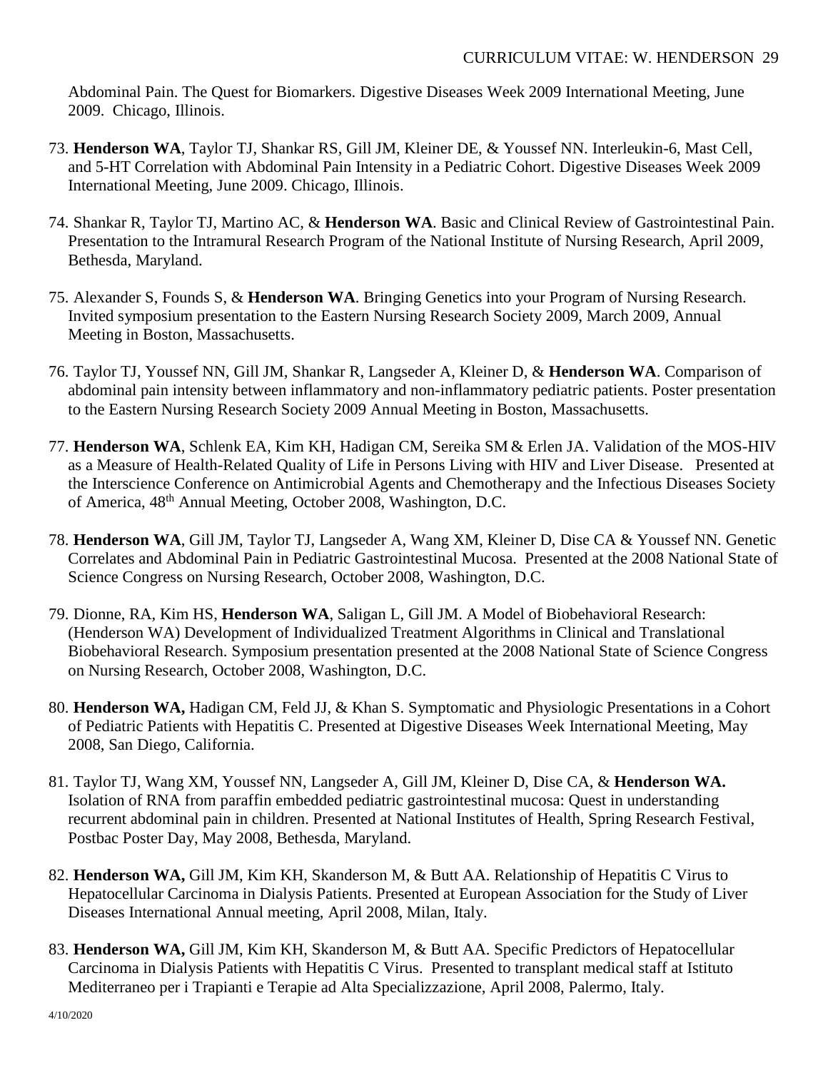Abdominal Pain. The Quest for Biomarkers. Digestive Diseases Week 2009 International Meeting, June 2009. Chicago, Illinois.

73. **Henderson WA**, Taylor TJ, Shankar RS, Gill JM, Kleiner DE, & Youssef NN. Interleukin-6, Mast Cell, and 5-HT Correlation with Abdominal Pain Intensity in a Pediatric Cohort. Digestive Diseases Week 2009 International Meeting, June 2009. Chicago, Illinois.

74. Shankar R, Taylor TJ, Martino AC, & **Henderson WA**. Basic and Clinical Review of Gastrointestinal Pain. Presentation to the Intramural Research Program of the National Institute of Nursing Research, April 2009, Bethesda, Maryland.

75. Alexander S, Founds S, & **Henderson WA**. Bringing Genetics into your Program of Nursing Research. Invited symposium presentation to the Eastern Nursing Research Society 2009, March 2009, Annual Meeting in Boston, Massachusetts.

76. Taylor TJ, Youssef NN, Gill JM, Shankar R, Langseder A, Kleiner D, & **Henderson WA**. Comparison of abdominal pain intensity between inflammatory and non-inflammatory pediatric patients. Poster presentation to the Eastern Nursing Research Society 2009 Annual Meeting in Boston, Massachusetts.

77. **Henderson WA**, Schlenk EA, Kim KH, Hadigan CM, Sereika SM & Erlen JA. Validation of the MOS-HIV as a Measure of Health-Related Quality of Life in Persons Living with HIV and Liver Disease. Presented at the Interscience Conference on Antimicrobial Agents and Chemotherapy and the Infectious Diseases Society of America, 48th Annual Meeting, October 2008, Washington, D.C.

78. **Henderson WA**, Gill JM, Taylor TJ, Langseder A, Wang XM, Kleiner D, Dise CA & Youssef NN. Genetic Correlates and Abdominal Pain in Pediatric Gastrointestinal Mucosa. Presented at the 2008 National State of Science Congress on Nursing Research, October 2008, Washington, D.C.

79. Dionne, RA, Kim HS, **Henderson WA**, Saligan L, Gill JM. A Model of Biobehavioral Research: (Henderson WA) Development of Individualized Treatment Algorithms in Clinical and Translational Biobehavioral Research. Symposium presentation presented at the 2008 National State of Science Congress on Nursing Research, October 2008, Washington, D.C.

80. **Henderson WA,** Hadigan CM, Feld JJ, & Khan S. Symptomatic and Physiologic Presentations in a Cohort of Pediatric Patients with Hepatitis C. Presented at Digestive Diseases Week International Meeting, May 2008, San Diego, California.

81. Taylor TJ, Wang XM, Youssef NN, Langseder A, Gill JM, Kleiner D, Dise CA, & **Henderson WA.** Isolation of RNA from paraffin embedded pediatric gastrointestinal mucosa: Quest in understanding recurrent abdominal pain in children. Presented at National Institutes of Health, Spring Research Festival, Postbac Poster Day, May 2008, Bethesda, Maryland.

82. **Henderson WA,** Gill JM, Kim KH, Skanderson M, & Butt AA. Relationship of Hepatitis C Virus to Hepatocellular Carcinoma in Dialysis Patients. Presented at European Association for the Study of Liver Diseases International Annual meeting, April 2008, Milan, Italy.

83. **Henderson WA,** Gill JM, Kim KH, Skanderson M, & Butt AA. Specific Predictors of Hepatocellular Carcinoma in Dialysis Patients with Hepatitis C Virus. Presented to transplant medical staff at Istituto Mediterraneo per i Trapianti e Terapie ad Alta Specializzazione, April 2008, Palermo, Italy.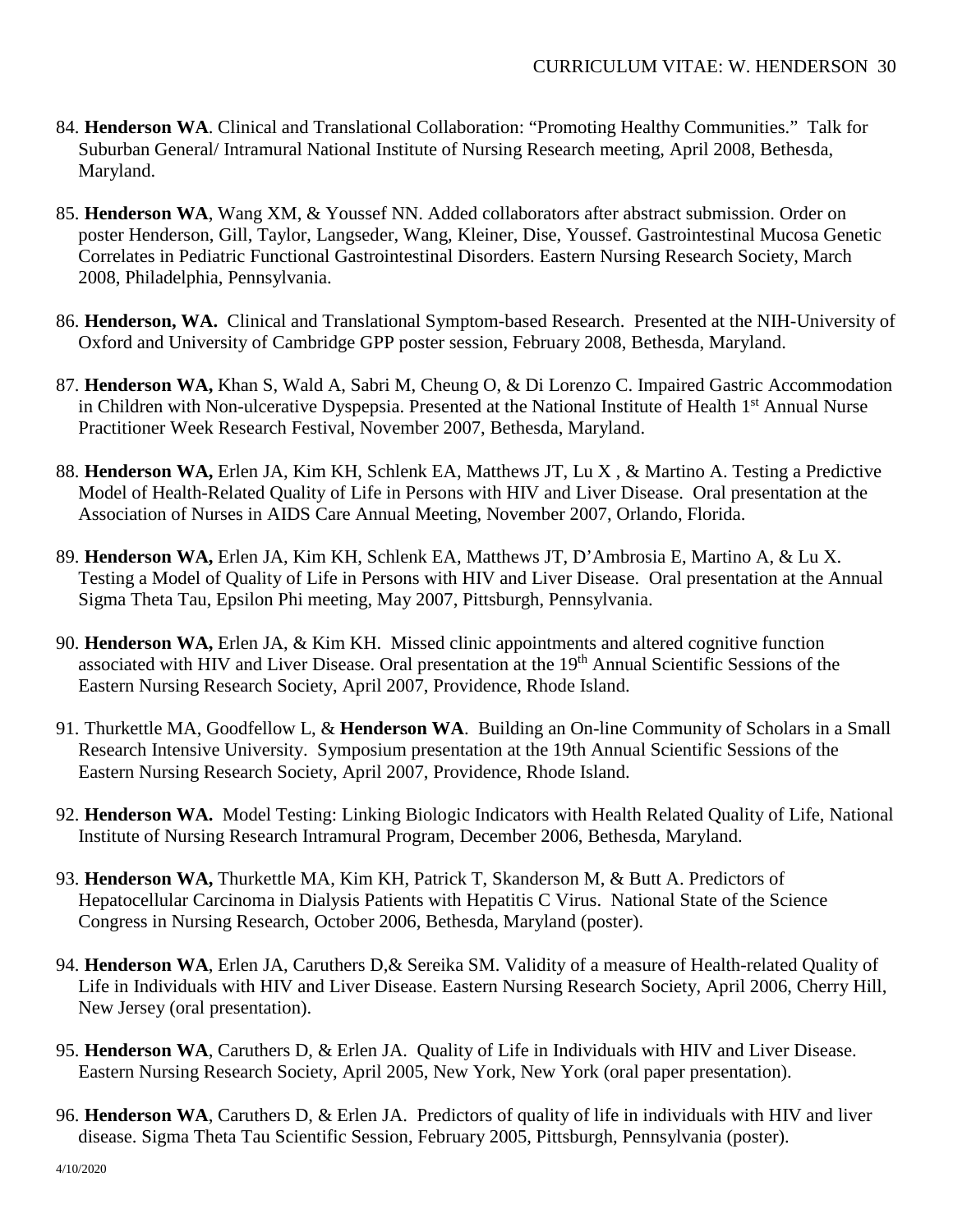84. **Henderson WA**. Clinical and Translational Collaboration: "Promoting Healthy Communities." Talk for Suburban General/ Intramural National Institute of Nursing Research meeting, April 2008, Bethesda, Maryland.

85. **Henderson WA**, Wang XM, & Youssef NN. Added collaborators after abstract submission. Order on poster Henderson, Gill, Taylor, Langseder, Wang, Kleiner, Dise, Youssef. Gastrointestinal Mucosa Genetic Correlates in Pediatric Functional Gastrointestinal Disorders. Eastern Nursing Research Society, March 2008, Philadelphia, Pennsylvania.

86. **Henderson, WA.** Clinical and Translational Symptom-based Research. Presented at the NIH-University of Oxford and University of Cambridge GPP poster session, February 2008, Bethesda, Maryland.

87. **Henderson WA,** Khan S, Wald A, Sabri M, Cheung O, & Di Lorenzo C. Impaired Gastric Accommodation in Children with Non-ulcerative Dyspepsia. Presented at the National Institute of Health 1st Annual Nurse Practitioner Week Research Festival, November 2007, Bethesda, Maryland.

88. **Henderson WA,** Erlen JA, Kim KH, Schlenk EA, Matthews JT, Lu X , & Martino A. Testing a Predictive Model of Health-Related Quality of Life in Persons with HIV and Liver Disease. Oral presentation at the Association of Nurses in AIDS Care Annual Meeting, November 2007, Orlando, Florida.

89. **Henderson WA,** Erlen JA, Kim KH, Schlenk EA, Matthews JT, D'Ambrosia E, Martino A, & Lu X. Testing a Model of Quality of Life in Persons with HIV and Liver Disease. Oral presentation at the Annual Sigma Theta Tau, Epsilon Phi meeting, May 2007, Pittsburgh, Pennsylvania.

90. **Henderson WA,** Erlen JA, & Kim KH. Missed clinic appointments and altered cognitive function associated with HIV and Liver Disease. Oral presentation at the 19th Annual Scientific Sessions of the Eastern Nursing Research Society, April 2007, Providence, Rhode Island.

91. Thurkettle MA, Goodfellow L, & **Henderson WA**. Building an On-line Community of Scholars in a Small Research Intensive University. Symposium presentation at the 19th Annual Scientific Sessions of the Eastern Nursing Research Society, April 2007, Providence, Rhode Island.

92. **Henderson WA.** Model Testing: Linking Biologic Indicators with Health Related Quality of Life, National Institute of Nursing Research Intramural Program, December 2006, Bethesda, Maryland.

93. **Henderson WA,** Thurkettle MA, Kim KH, Patrick T, Skanderson M, & Butt A. Predictors of Hepatocellular Carcinoma in Dialysis Patients with Hepatitis C Virus. National State of the Science Congress in Nursing Research, October 2006, Bethesda, Maryland (poster).

94. **Henderson WA**, Erlen JA, Caruthers D,& Sereika SM. Validity of a measure of Health-related Quality of Life in Individuals with HIV and Liver Disease. Eastern Nursing Research Society, April 2006, Cherry Hill, New Jersey (oral presentation).

95. **Henderson WA**, Caruthers D, & Erlen JA. Quality of Life in Individuals with HIV and Liver Disease. Eastern Nursing Research Society, April 2005, New York, New York (oral paper presentation).

96. **Henderson WA**, Caruthers D, & Erlen JA. Predictors of quality of life in individuals with HIV and liver disease. Sigma Theta Tau Scientific Session, February 2005, Pittsburgh, Pennsylvania (poster).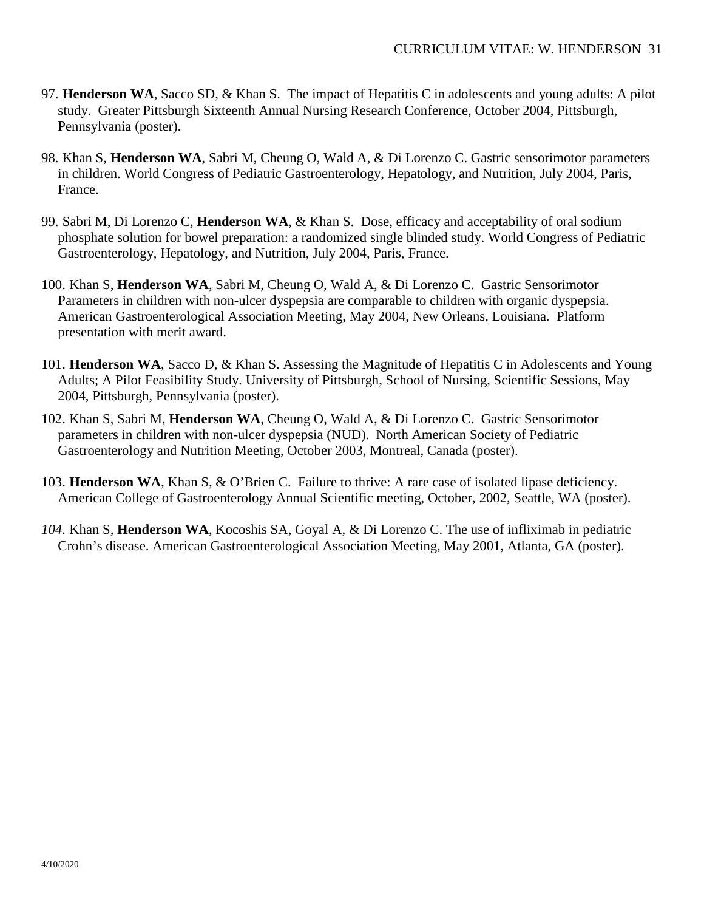97. **Henderson WA**, Sacco SD, & Khan S. The impact of Hepatitis C in adolescents and young adults: A pilot study. Greater Pittsburgh Sixteenth Annual Nursing Research Conference, October 2004, Pittsburgh, Pennsylvania (poster).

98. Khan S, **Henderson WA**, Sabri M, Cheung O, Wald A, & Di Lorenzo C. Gastric sensorimotor parameters in children. World Congress of Pediatric Gastroenterology, Hepatology, and Nutrition, July 2004, Paris, France.

99. Sabri M, Di Lorenzo C, **Henderson WA**, & Khan S. Dose, efficacy and acceptability of oral sodium phosphate solution for bowel preparation: a randomized single blinded study. World Congress of Pediatric Gastroenterology, Hepatology, and Nutrition, July 2004, Paris, France.

100. Khan S, **Henderson WA**, Sabri M, Cheung O, Wald A, & Di Lorenzo C. Gastric Sensorimotor Parameters in children with non-ulcer dyspepsia are comparable to children with organic dyspepsia. American Gastroenterological Association Meeting, May 2004, New Orleans, Louisiana. Platform presentation with merit award.

101. **Henderson WA**, Sacco D, & Khan S. Assessing the Magnitude of Hepatitis C in Adolescents and Young Adults; A Pilot Feasibility Study. University of Pittsburgh, School of Nursing, Scientific Sessions, May 2004, Pittsburgh, Pennsylvania (poster).

102. Khan S, Sabri M, **Henderson WA**, Cheung O, Wald A, & Di Lorenzo C. Gastric Sensorimotor parameters in children with non-ulcer dyspepsia (NUD). North American Society of Pediatric Gastroenterology and Nutrition Meeting, October 2003, Montreal, Canada (poster).

103. **Henderson WA**, Khan S, & O'Brien C. Failure to thrive: A rare case of isolated lipase deficiency. American College of Gastroenterology Annual Scientific meeting, October, 2002, Seattle, WA (poster).

*104.* Khan S, **Henderson WA**, Kocoshis SA, Goyal A, & Di Lorenzo C. The use of infliximab in pediatric Crohn's disease. American Gastroenterological Association Meeting, May 2001, Atlanta, GA (poster).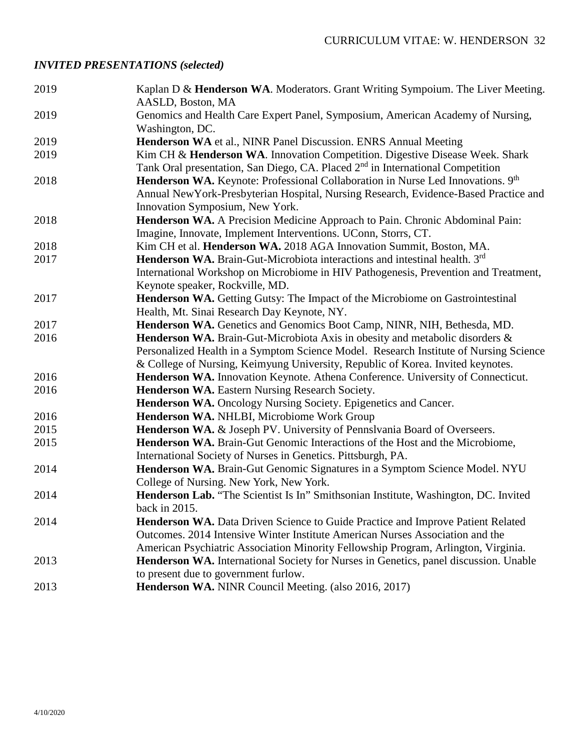## *INVITED PRESENTATIONS (selected)*

2019 Kaplan D & **Henderson WA**. Moderators. Grant Writing Sympoium. The Liver Meeting. AASLD, Boston, MA

2019 Genomics and Health Care Expert Panel, Symposium, American Academy of Nursing, Washington, DC.

2019 **Henderson WA** et al., NINR Panel Discussion. ENRS Annual Meeting

2019 Kim CH & **Henderson WA**. Innovation Competition. Digestive Disease Week. Shark Tank Oral presentation, San Diego, CA. Placed 2nd in International Competition

2018 **Henderson WA.** Keynote: Professional Collaboration in Nurse Led Innovations. 9th Annual NewYork-Presbyterian Hospital, Nursing Research, Evidence-Based Practice and Innovation Symposium, New York.

2018 **Henderson WA.** A Precision Medicine Approach to Pain. Chronic Abdominal Pain: Imagine, Innovate, Implement Interventions. UConn, Storrs, CT.

2018 Kim CH et al. **Henderson WA.** 2018 AGA Innovation Summit, Boston, MA.

2017 **Henderson WA.** Brain-Gut-Microbiota interactions and intestinal health. 3rd International Workshop on Microbiome in HIV Pathogenesis, Prevention and Treatment, Keynote speaker, Rockville, MD.

2017 **Henderson WA.** Getting Gutsy: The Impact of the Microbiome on Gastrointestinal Health, Mt. Sinai Research Day Keynote, NY.

2017 **Henderson WA.** Genetics and Genomics Boot Camp, NINR, NIH, Bethesda, MD.

2016 **Henderson WA.** Brain-Gut-Microbiota Axis in obesity and metabolic disorders & Personalized Health in a Symptom Science Model. Research Institute of Nursing Science & College of Nursing, Keimyung University, Republic of Korea. Invited keynotes.

2016 **Henderson WA.** Innovation Keynote. Athena Conference. University of Connecticut.

2016 **Henderson WA.** Eastern Nursing Research Society.
**Henderson WA.** Oncology Nursing Society. Epigenetics and Cancer.

2016 **Henderson WA.** NHLBI, Microbiome Work Group

2015 **Henderson WA.** & Joseph PV. University of Pennslvania Board of Overseers.

2015 **Henderson WA.** Brain-Gut Genomic Interactions of the Host and the Microbiome, International Society of Nurses in Genetics. Pittsburgh, PA.

2014 **Henderson WA.** Brain-Gut Genomic Signatures in a Symptom Science Model. NYU College of Nursing. New York, New York.

2014 **Henderson Lab.** "The Scientist Is In" Smithsonian Institute, Washington, DC. Invited back in 2015.

2014 **Henderson WA.** Data Driven Science to Guide Practice and Improve Patient Related Outcomes. 2014 Intensive Winter Institute American Nurses Association and the American Psychiatric Association Minority Fellowship Program, Arlington, Virginia.

2013 **Henderson WA.** International Society for Nurses in Genetics, panel discussion. Unable to present due to government furlow.

2013 **Henderson WA.** NINR Council Meeting. (also 2016, 2017)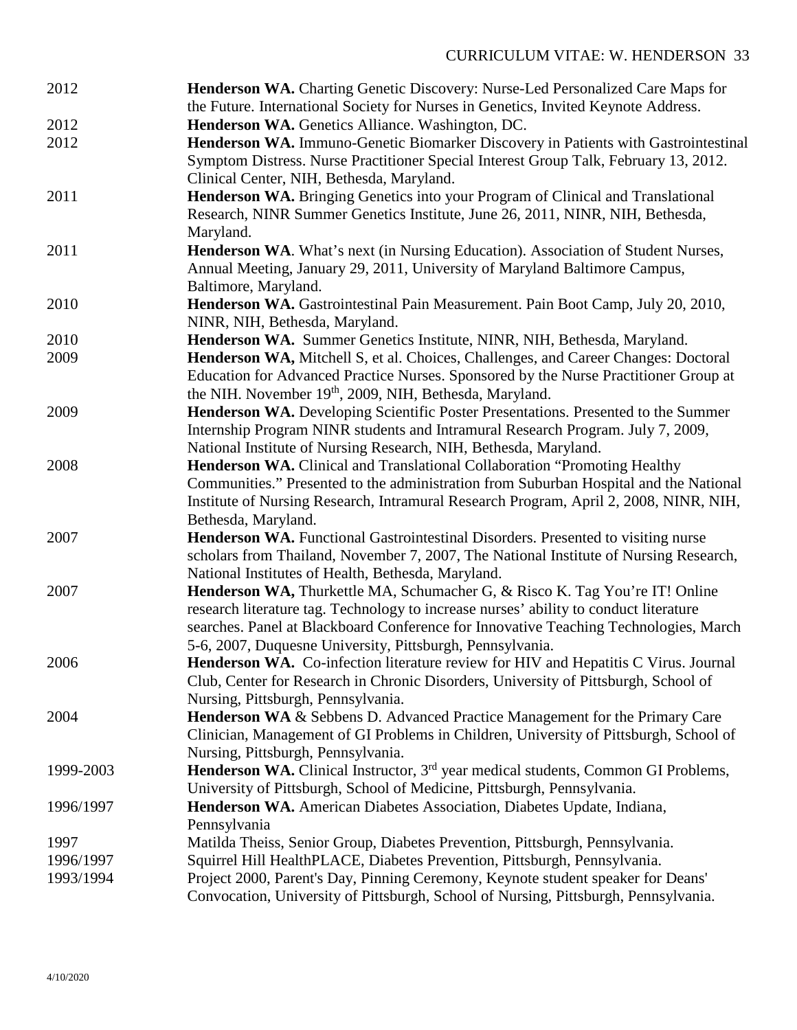2012 **Henderson WA.** Charting Genetic Discovery: Nurse-Led Personalized Care Maps for the Future. International Society for Nurses in Genetics, Invited Keynote Address.

2012 **Henderson WA.** Genetics Alliance. Washington, DC.

2012 **Henderson WA.** Immuno-Genetic Biomarker Discovery in Patients with Gastrointestinal Symptom Distress. Nurse Practitioner Special Interest Group Talk, February 13, 2012. Clinical Center, NIH, Bethesda, Maryland.

2011 **Henderson WA.** Bringing Genetics into your Program of Clinical and Translational Research, NINR Summer Genetics Institute, June 26, 2011, NINR, NIH, Bethesda, Maryland.

2011 **Henderson WA**. What's next (in Nursing Education). Association of Student Nurses, Annual Meeting, January 29, 2011, University of Maryland Baltimore Campus, Baltimore, Maryland.

2010 **Henderson WA.** Gastrointestinal Pain Measurement. Pain Boot Camp, July 20, 2010, NINR, NIH, Bethesda, Maryland.

2010 **Henderson WA.** Summer Genetics Institute, NINR, NIH, Bethesda, Maryland.

2009 **Henderson WA,** Mitchell S, et al. Choices, Challenges, and Career Changes: Doctoral Education for Advanced Practice Nurses. Sponsored by the Nurse Practitioner Group at the NIH. November 19th, 2009, NIH, Bethesda, Maryland.

2009 **Henderson WA.** Developing Scientific Poster Presentations. Presented to the Summer Internship Program NINR students and Intramural Research Program. July 7, 2009, National Institute of Nursing Research, NIH, Bethesda, Maryland.

2008 **Henderson WA.** Clinical and Translational Collaboration "Promoting Healthy Communities." Presented to the administration from Suburban Hospital and the National Institute of Nursing Research, Intramural Research Program, April 2, 2008, NINR, NIH, Bethesda, Maryland.

2007 **Henderson WA.** Functional Gastrointestinal Disorders. Presented to visiting nurse scholars from Thailand, November 7, 2007, The National Institute of Nursing Research, National Institutes of Health, Bethesda, Maryland.

2007 **Henderson WA,** Thurkettle MA, Schumacher G, & Risco K. Tag You're IT! Online research literature tag. Technology to increase nurses' ability to conduct literature searches. Panel at Blackboard Conference for Innovative Teaching Technologies, March 5-6, 2007, Duquesne University, Pittsburgh, Pennsylvania.

2006 **Henderson WA.** Co-infection literature review for HIV and Hepatitis C Virus. Journal Club, Center for Research in Chronic Disorders, University of Pittsburgh, School of Nursing, Pittsburgh, Pennsylvania.

2004 **Henderson WA** & Sebbens D. Advanced Practice Management for the Primary Care Clinician, Management of GI Problems in Children, University of Pittsburgh, School of Nursing, Pittsburgh, Pennsylvania.

1999-2003 **Henderson WA.** Clinical Instructor, 3rd year medical students, Common GI Problems, University of Pittsburgh, School of Medicine, Pittsburgh, Pennsylvania.

1996/1997 **Henderson WA.** American Diabetes Association, Diabetes Update, Indiana, Pennsylvania

1997 Matilda Theiss, Senior Group, Diabetes Prevention, Pittsburgh, Pennsylvania.

1996/1997 Squirrel Hill HealthPLACE, Diabetes Prevention, Pittsburgh, Pennsylvania.

1993/1994 Project 2000, Parent's Day, Pinning Ceremony, Keynote student speaker for Deans' Convocation, University of Pittsburgh, School of Nursing, Pittsburgh, Pennsylvania.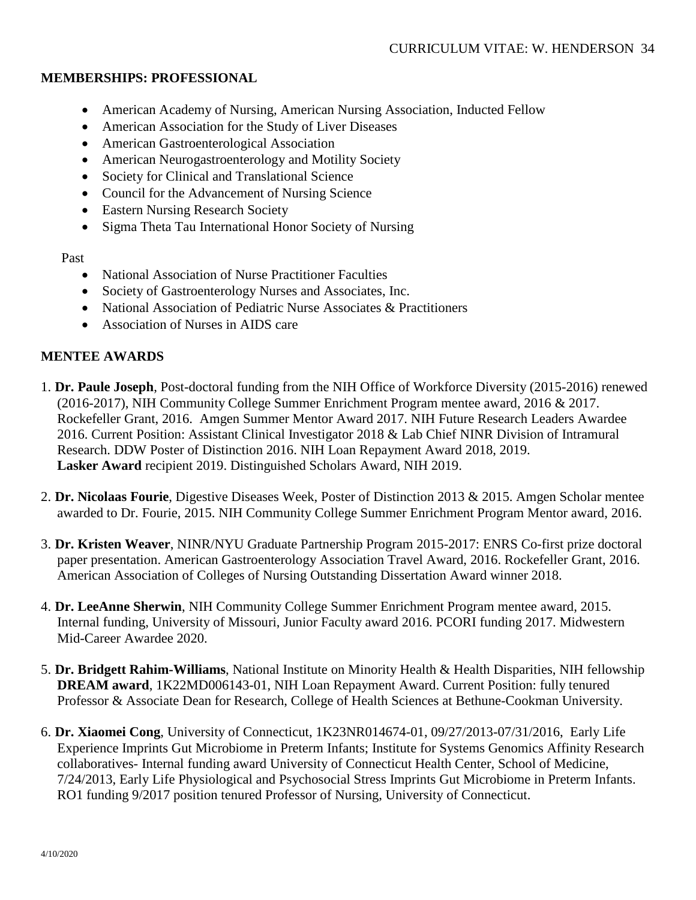**MEMBERSHIPS: PROFESSIONAL**

- American Academy of Nursing, American Nursing Association, Inducted Fellow
- American Association for the Study of Liver Diseases
- American Gastroenterological Association
- American Neurogastroenterology and Motility Society
- Society for Clinical and Translational Science
- Council for the Advancement of Nursing Science
- Eastern Nursing Research Society
- Sigma Theta Tau International Honor Society of Nursing

Past

- National Association of Nurse Practitioner Faculties
- Society of Gastroenterology Nurses and Associates, Inc.
- National Association of Pediatric Nurse Associates & Practitioners
- Association of Nurses in AIDS care

**MENTEE AWARDS**

1. **Dr. Paule Joseph**, Post-doctoral funding from the NIH Office of Workforce Diversity (2015-2016) renewed (2016-2017), NIH Community College Summer Enrichment Program mentee award, 2016 & 2017. Rockefeller Grant, 2016. Amgen Summer Mentor Award 2017. NIH Future Research Leaders Awardee 2016. Current Position: Assistant Clinical Investigator 2018 & Lab Chief NINR Division of Intramural Research. DDW Poster of Distinction 2016. NIH Loan Repayment Award 2018, 2019. **Lasker Award** recipient 2019. Distinguished Scholars Award, NIH 2019.

2. **Dr. Nicolaas Fourie**, Digestive Diseases Week, Poster of Distinction 2013 & 2015. Amgen Scholar mentee awarded to Dr. Fourie, 2015. NIH Community College Summer Enrichment Program Mentor award, 2016.

3. **Dr. Kristen Weaver**, NINR/NYU Graduate Partnership Program 2015-2017: ENRS Co-first prize doctoral paper presentation. American Gastroenterology Association Travel Award, 2016. Rockefeller Grant, 2016. American Association of Colleges of Nursing Outstanding Dissertation Award winner 2018.

4. **Dr. LeeAnne Sherwin**, NIH Community College Summer Enrichment Program mentee award, 2015. Internal funding, University of Missouri, Junior Faculty award 2016. PCORI funding 2017. Midwestern Mid-Career Awardee 2020.

5. **Dr. Bridgett Rahim-Williams**, National Institute on Minority Health & Health Disparities, NIH fellowship **DREAM award**, 1K22MD006143-01, NIH Loan Repayment Award. Current Position: fully tenured Professor & Associate Dean for Research, College of Health Sciences at Bethune-Cookman University.

6. **Dr. Xiaomei Cong**, University of Connecticut, 1K23NR014674-01, 09/27/2013-07/31/2016, Early Life Experience Imprints Gut Microbiome in Preterm Infants; Institute for Systems Genomics Affinity Research collaboratives- Internal funding award University of Connecticut Health Center, School of Medicine, 7/24/2013, Early Life Physiological and Psychosocial Stress Imprints Gut Microbiome in Preterm Infants. RO1 funding 9/2017 position tenured Professor of Nursing, University of Connecticut.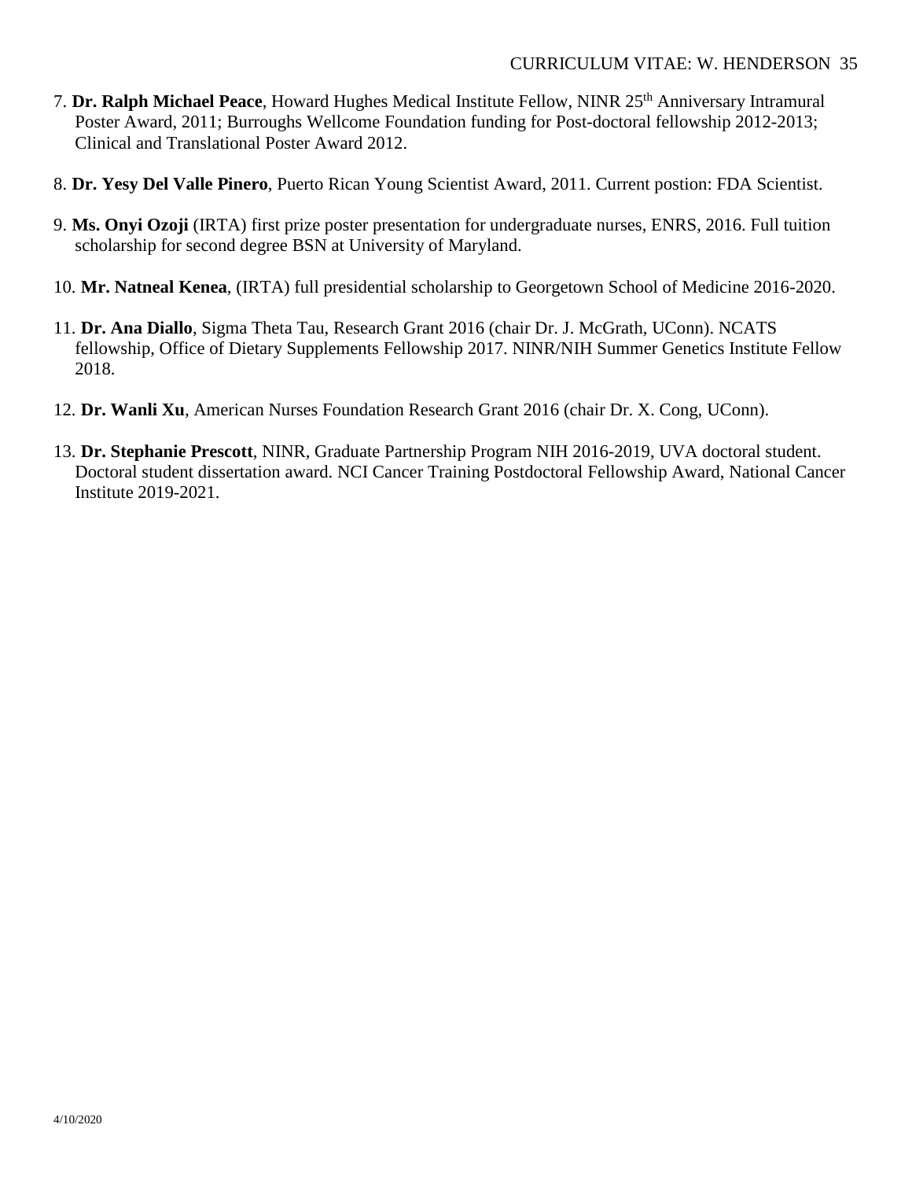7. **Dr. Ralph Michael Peace**, Howard Hughes Medical Institute Fellow, NINR 25th Anniversary Intramural Poster Award, 2011; Burroughs Wellcome Foundation funding for Post-doctoral fellowship 2012-2013; Clinical and Translational Poster Award 2012.

8. **Dr. Yesy Del Valle Pinero**, Puerto Rican Young Scientist Award, 2011. Current postion: FDA Scientist.

9. **Ms. Onyi Ozoji** (IRTA) first prize poster presentation for undergraduate nurses, ENRS, 2016. Full tuition scholarship for second degree BSN at University of Maryland.

10. **Mr. Natneal Kenea**, (IRTA) full presidential scholarship to Georgetown School of Medicine 2016-2020.

11. **Dr. Ana Diallo**, Sigma Theta Tau, Research Grant 2016 (chair Dr. J. McGrath, UConn). NCATS fellowship, Office of Dietary Supplements Fellowship 2017. NINR/NIH Summer Genetics Institute Fellow 2018.

12. **Dr. Wanli Xu**, American Nurses Foundation Research Grant 2016 (chair Dr. X. Cong, UConn).

13. **Dr. Stephanie Prescott**, NINR, Graduate Partnership Program NIH 2016-2019, UVA doctoral student. Doctoral student dissertation award. NCI Cancer Training Postdoctoral Fellowship Award, National Cancer Institute 2019-2021.